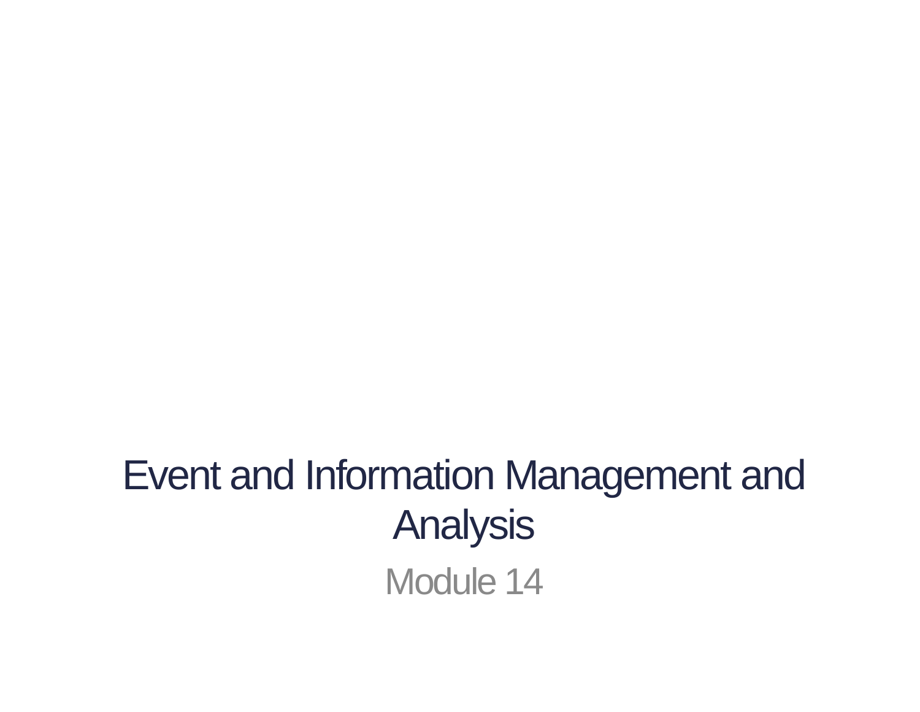# Event and Information Management and Analysis

Module 14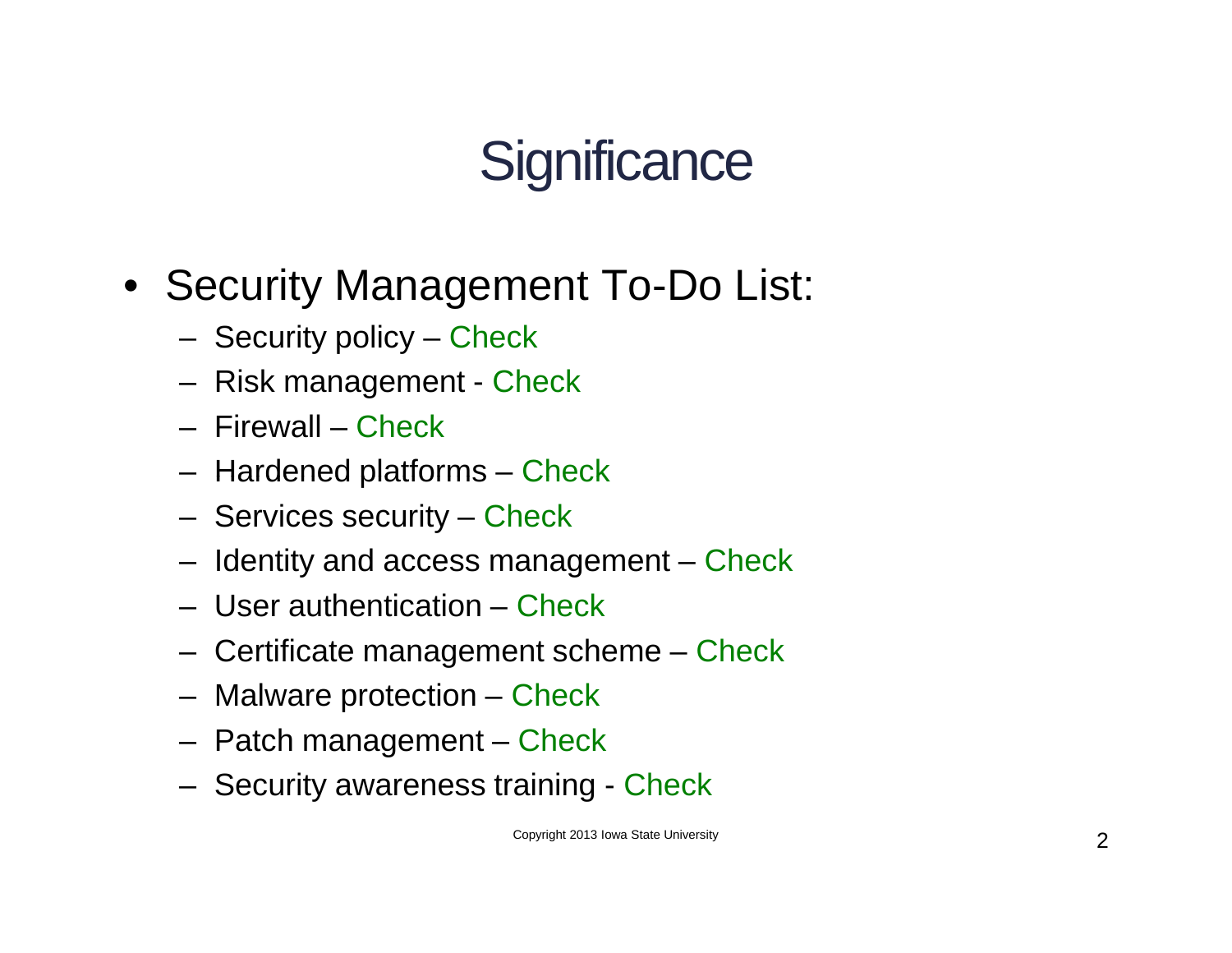# Significance

- Security Management To-Do List:
  - Security policy – Check
  - Risk management - Check
  - Firewall – Check
  - Hardened platforms – Check
  - Services security – Check
  - Identity and access management – Check
  - User authentication – Check
  - Certificate management scheme – Check
  - Malware protection – Check
  - Patch management – Check
  - Security awareness training - Check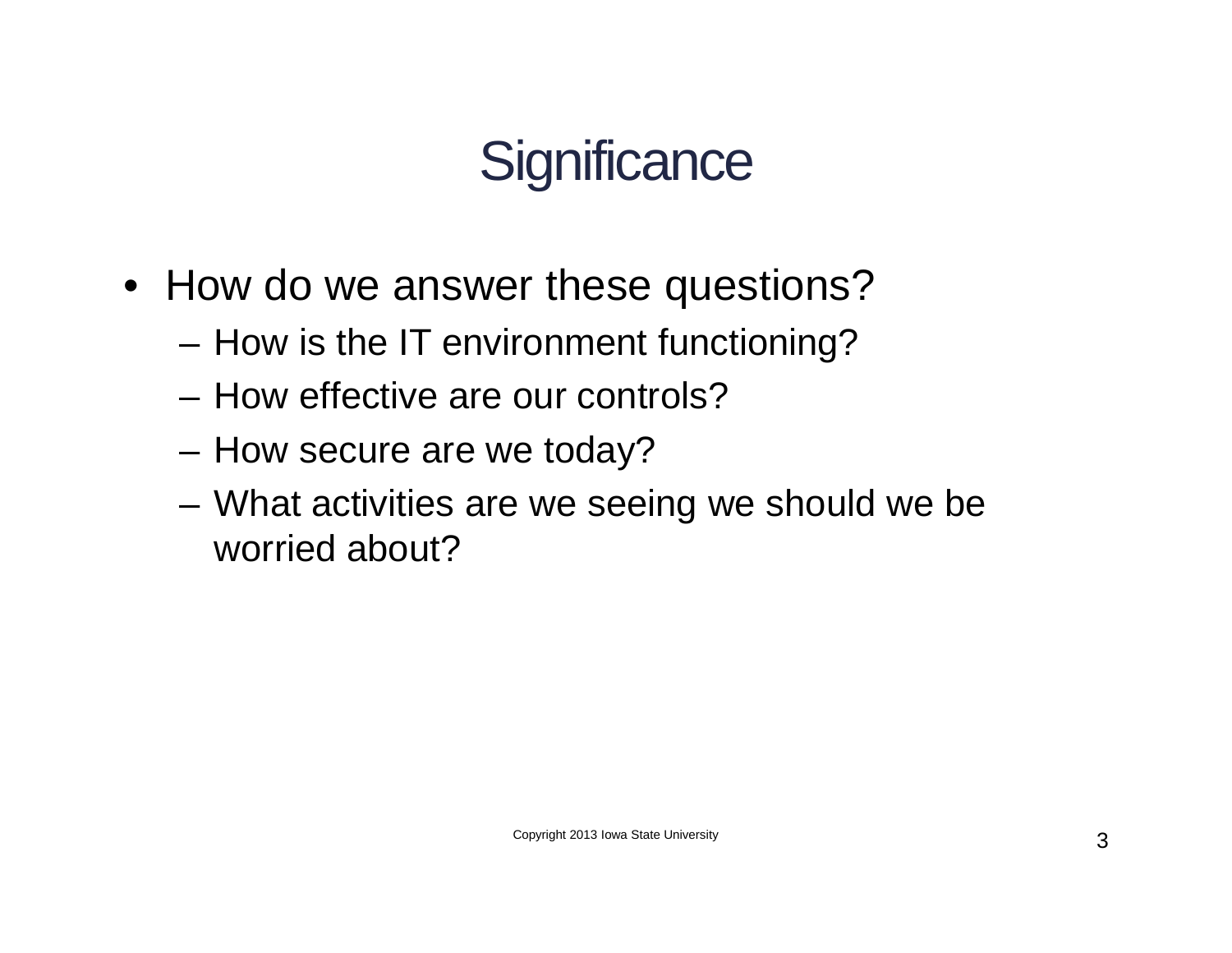# Significance

- How do we answer these questions?
  - How is the IT environment functioning?
  - How effective are our controls?
  - How secure are we today?
  - What activities are we seeing we should we be worried about?

Copyright 2013 Iowa State University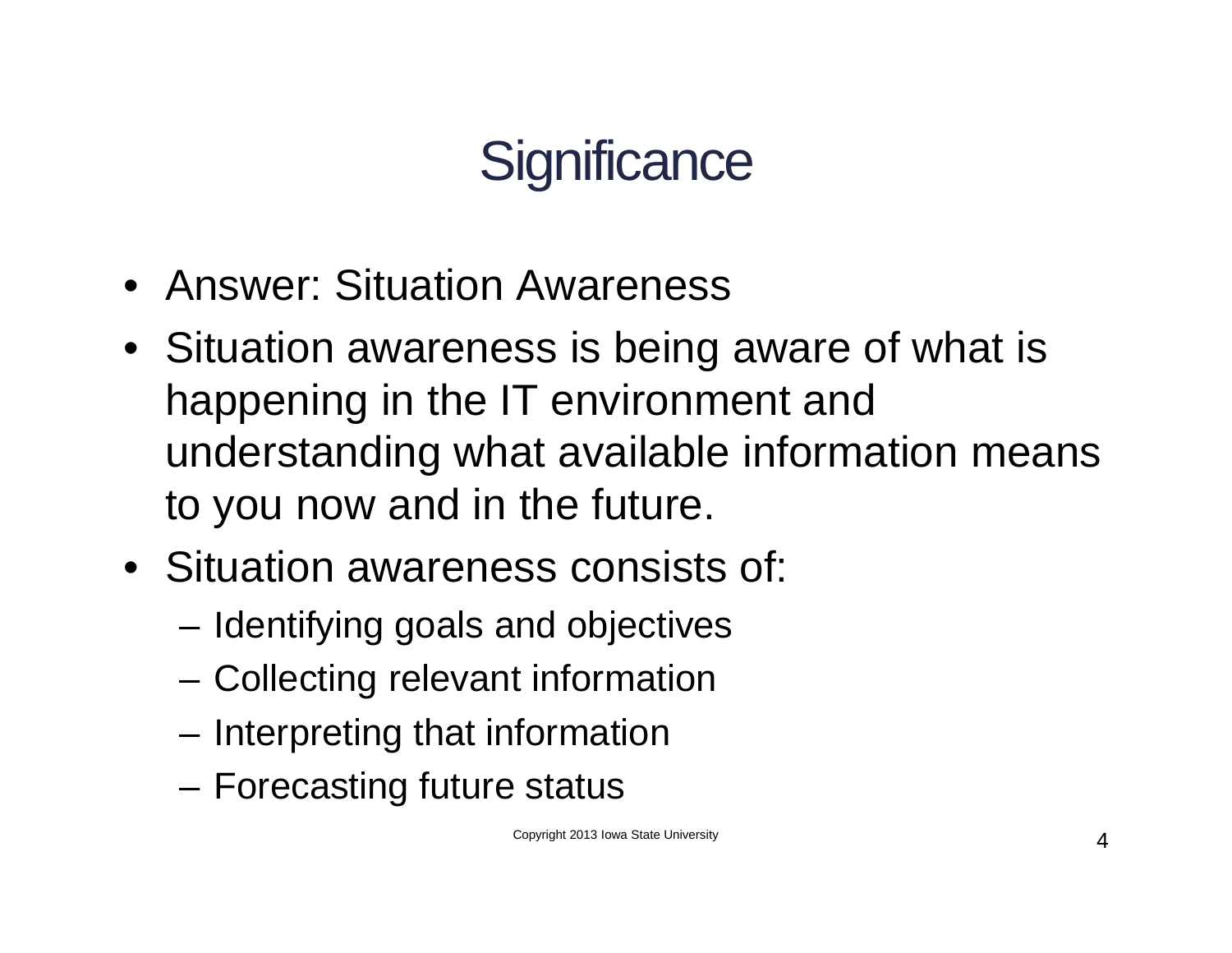# Significance

- Answer: Situation Awareness
- Situation awareness is being aware of what is happening in the IT environment and understanding what available information means to you now and in the future.
- Situation awareness consists of:
  - Identifying goals and objectives
  - Collecting relevant information
  - Interpreting that information
  - Forecasting future status

Copyright 2013 Iowa State University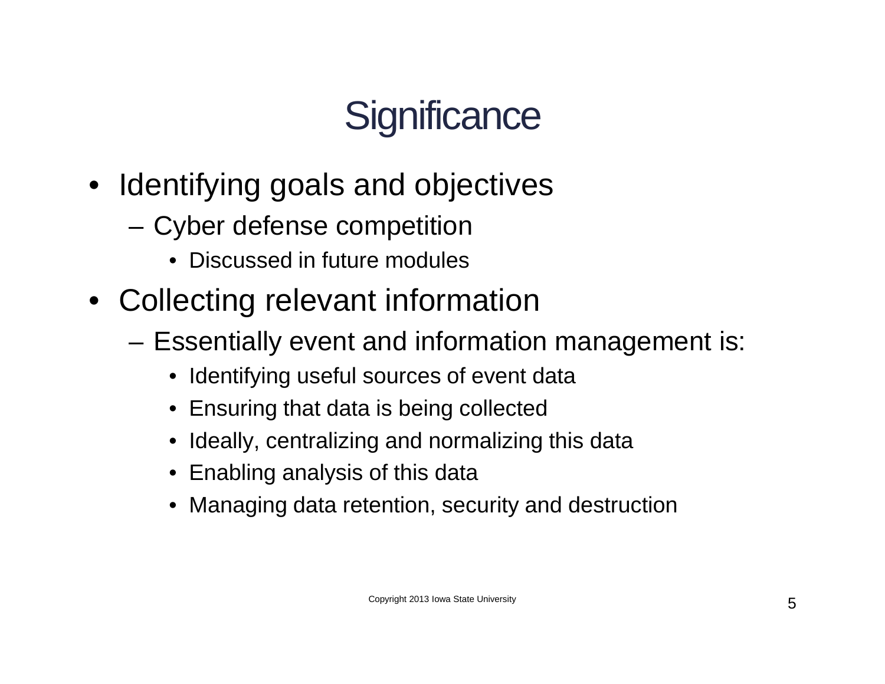# Significance

- Identifying goals and objectives
  - Cyber defense competition
    - Discussed in future modules
- Collecting relevant information
  - Essentially event and information management is:
    - Identifying useful sources of event data
    - Ensuring that data is being collected
    - Ideally, centralizing and normalizing this data
    - Enabling analysis of this data
    - Managing data retention, security and destruction

Copyright 2013 Iowa State University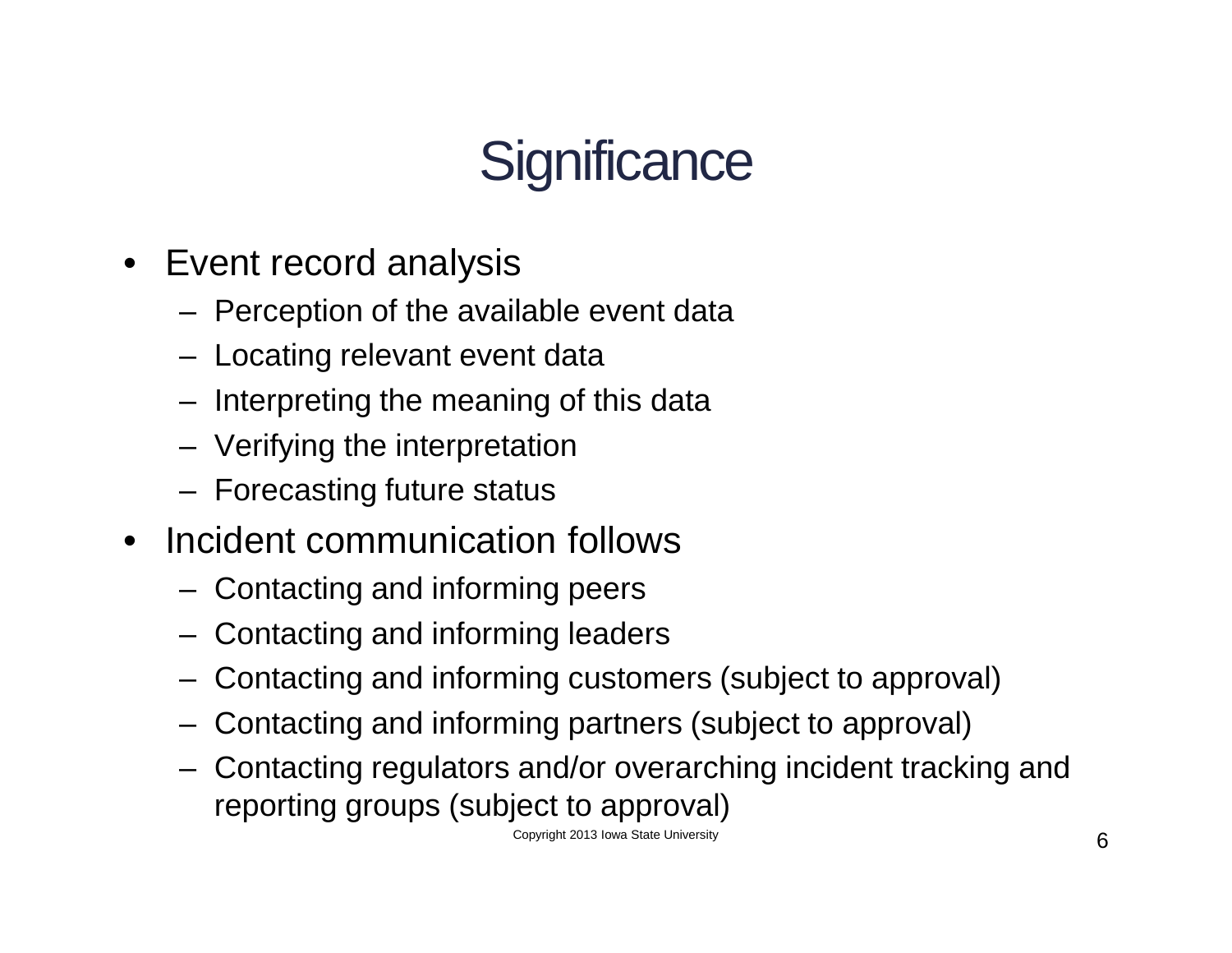# Significance

- Event record analysis
  - Perception of the available event data
  - Locating relevant event data
  - Interpreting the meaning of this data
  - Verifying the interpretation
  - Forecasting future status
- Incident communication follows
  - Contacting and informing peers
  - Contacting and informing leaders
  - Contacting and informing customers (subject to approval)
  - Contacting and informing partners (subject to approval)
  - Contacting regulators and/or overarching incident tracking and reporting groups (subject to approval)

Copyright 2013 Iowa State University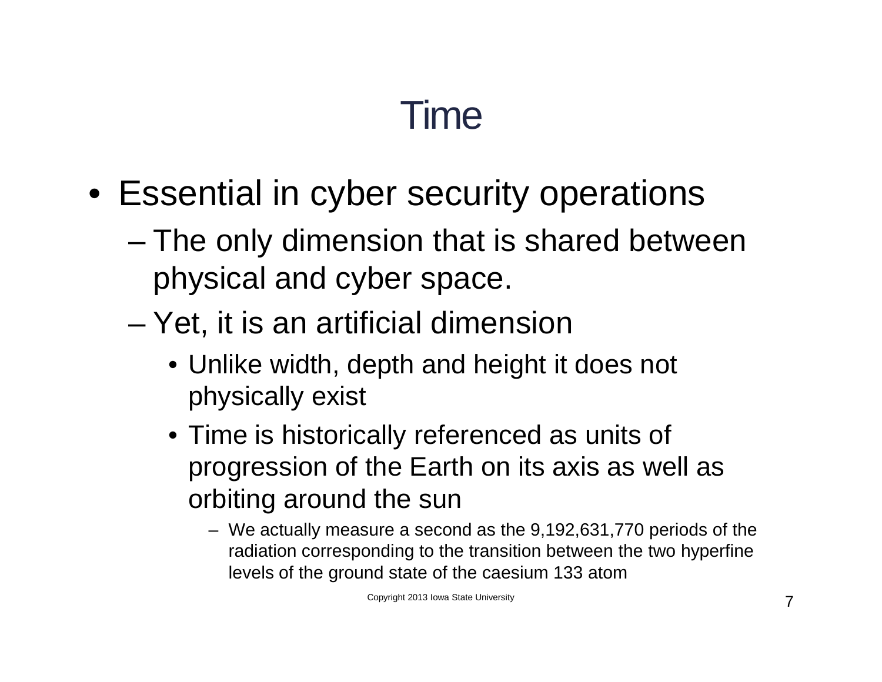# Time

- Essential in cyber security operations
  - The only dimension that is shared between physical and cyber space.
  - Yet, it is an artificial dimension
    - Unlike width, depth and height it does not physically exist
    - Time is historically referenced as units of progression of the Earth on its axis as well as orbiting around the sun
      - We actually measure a second as the 9,192,631,770 periods of the radiation corresponding to the transition between the two hyperfine levels of the ground state of the caesium 133 atom

Copyright 2013 Iowa State University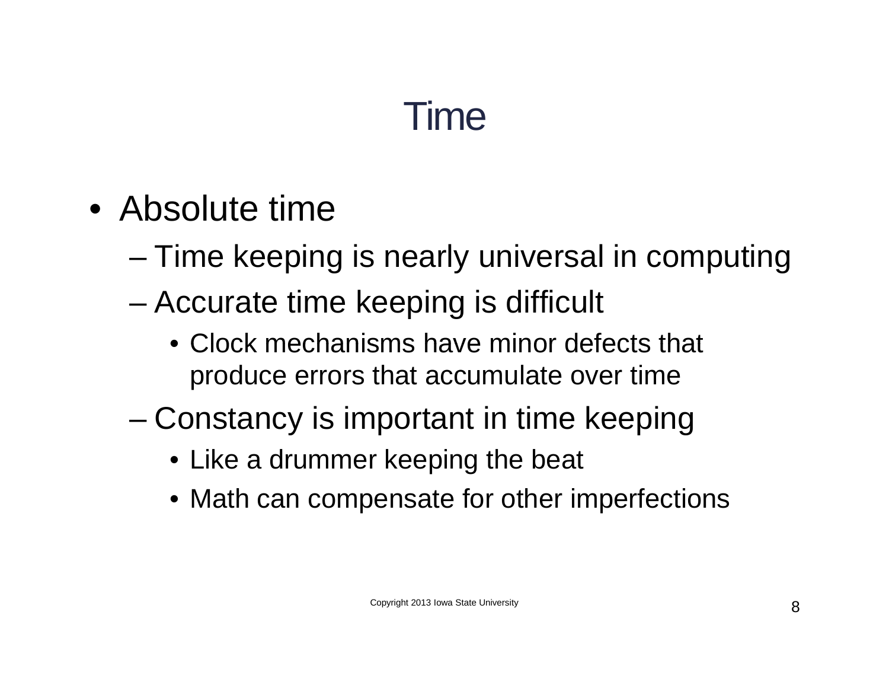# Time

- Absolute time
  - Time keeping is nearly universal in computing
  - Accurate time keeping is difficult
    - Clock mechanisms have minor defects that produce errors that accumulate over time
  - Constancy is important in time keeping
    - Like a drummer keeping the beat
    - Math can compensate for other imperfections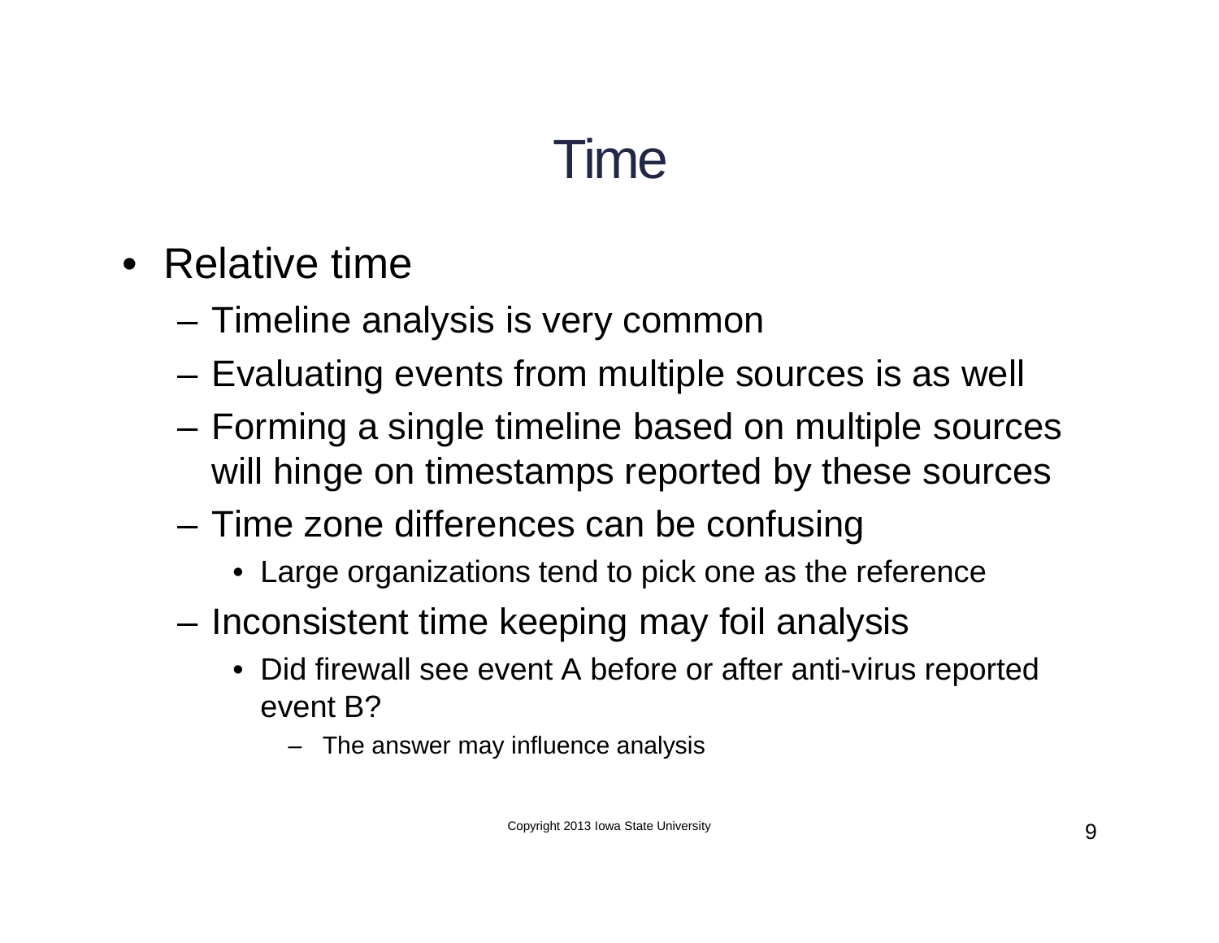# Time

- Relative time
  - Timeline analysis is very common
  - Evaluating events from multiple sources is as well
  - Forming a single timeline based on multiple sources will hinge on timestamps reported by these sources
  - Time zone differences can be confusing
    - Large organizations tend to pick one as the reference
  - Inconsistent time keeping may foil analysis
    - Did firewall see event A before or after anti-virus reported event B?
      - The answer may influence analysis

Copyright 2013 Iowa State University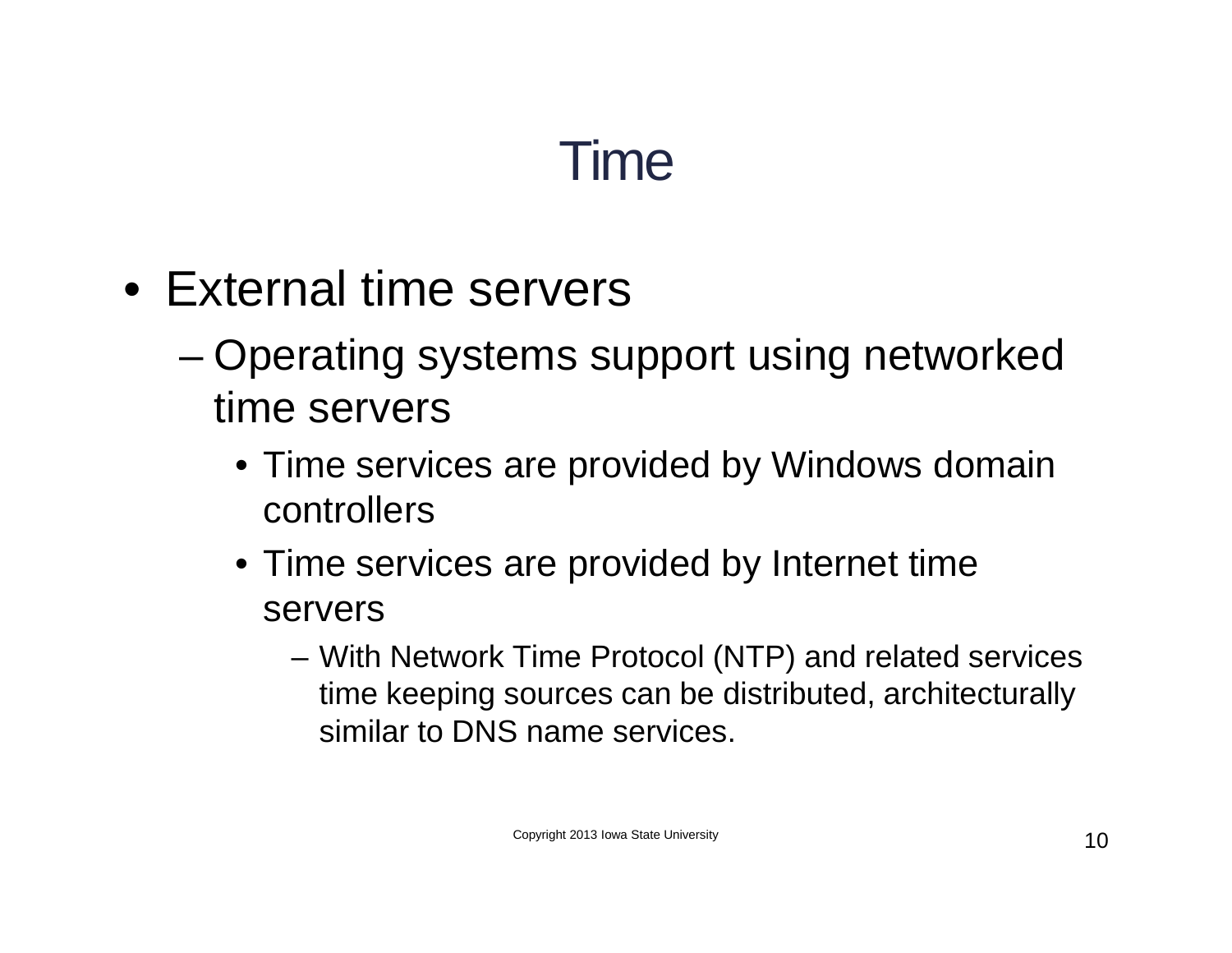# Time

- External time servers
  - Operating systems support using networked time servers
    - Time services are provided by Windows domain controllers
    - Time services are provided by Internet time servers
      - With Network Time Protocol (NTP) and related services time keeping sources can be distributed, architecturally similar to DNS name services.

Copyright 2013 Iowa State University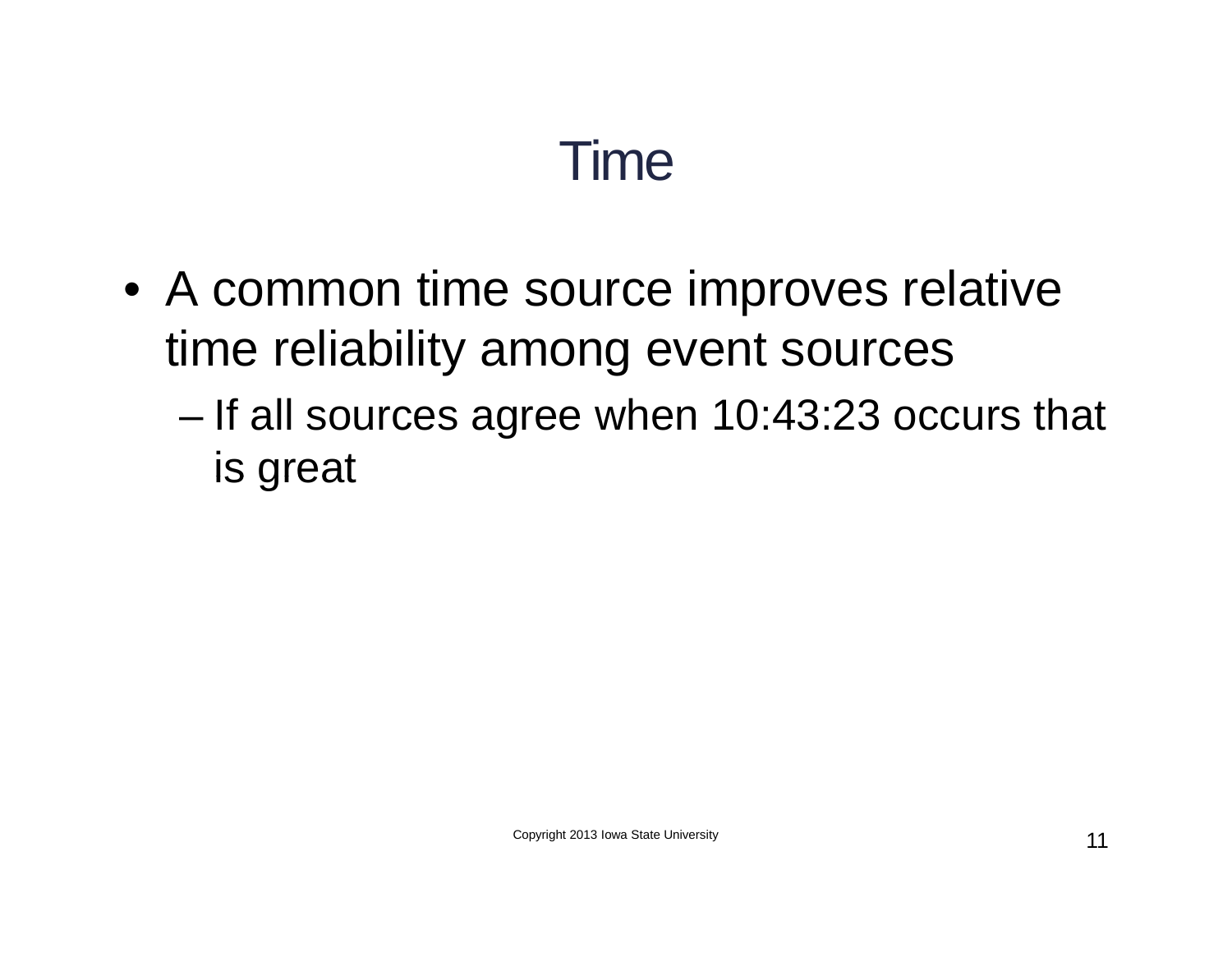# Time

- A common time source improves relative time reliability among event sources
  - If all sources agree when 10:43:23 occurs that is great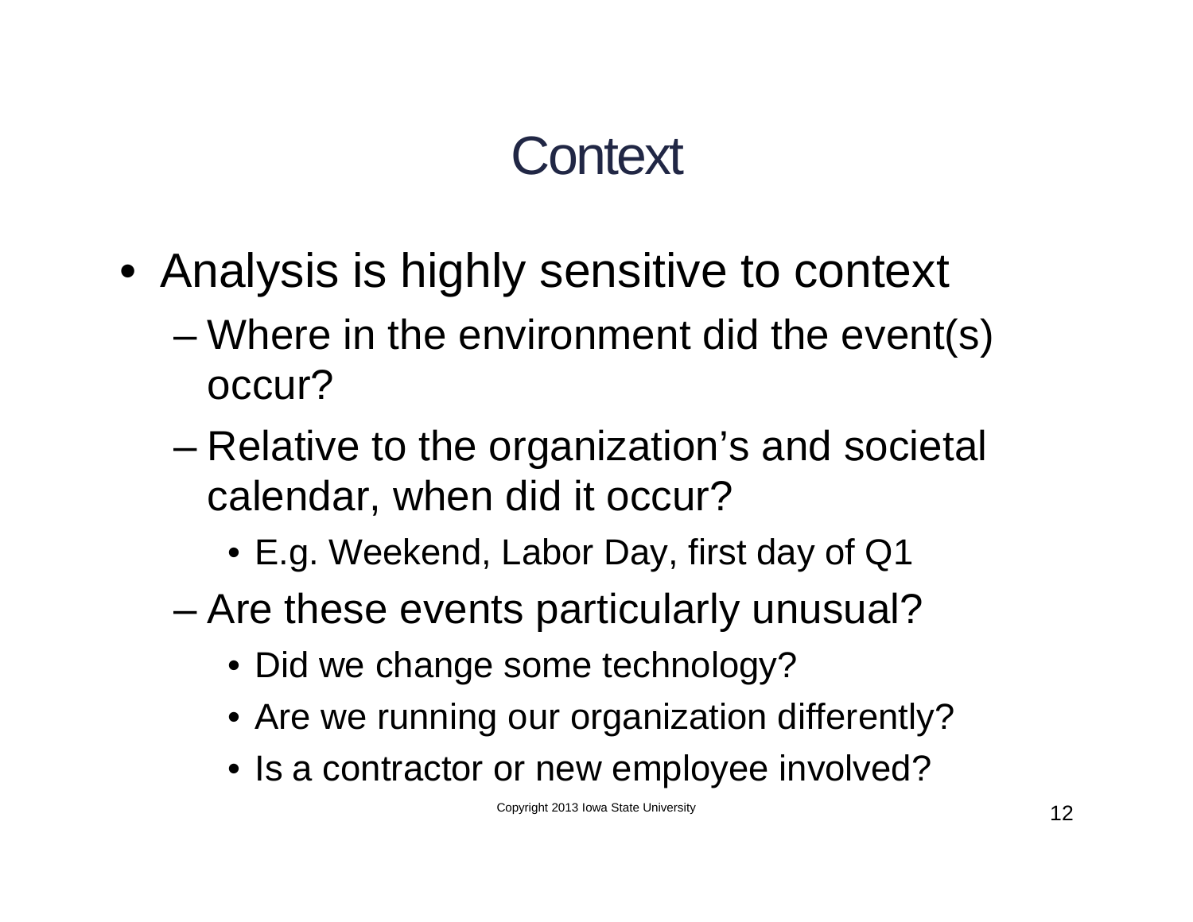# Context

- Analysis is highly sensitive to context
  - Where in the environment did the event(s) occur?
  - Relative to the organization's and societal calendar, when did it occur?
    - E.g. Weekend, Labor Day, first day of Q1
  - Are these events particularly unusual?
    - Did we change some technology?
    - Are we running our organization differently?
    - Is a contractor or new employee involved?

Copyright 2013 Iowa State University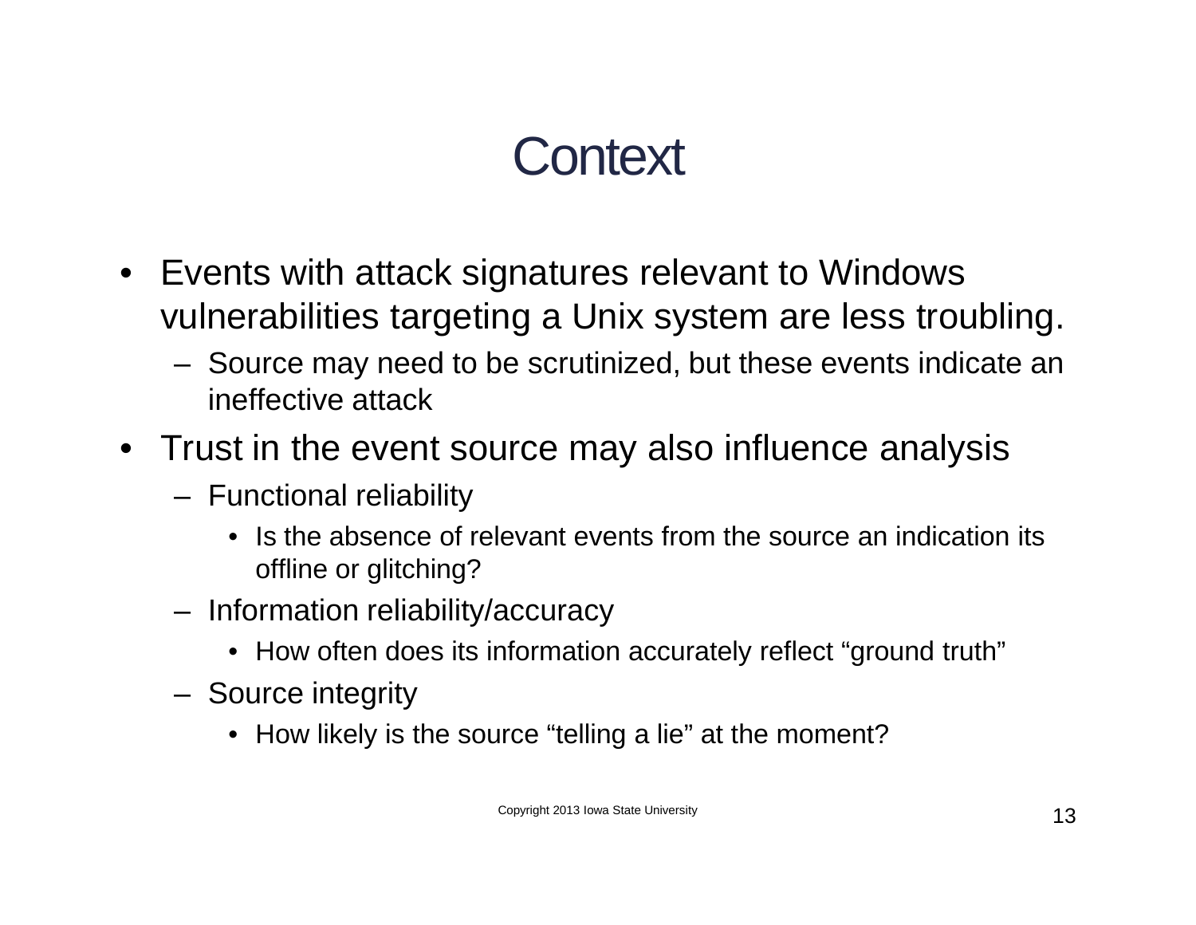# Context

- Events with attack signatures relevant to Windows vulnerabilities targeting a Unix system are less troubling.
  - Source may need to be scrutinized, but these events indicate an ineffective attack
- Trust in the event source may also influence analysis
  - Functional reliability
    - Is the absence of relevant events from the source an indication its offline or glitching?
  - Information reliability/accuracy
    - How often does its information accurately reflect "ground truth"
  - Source integrity
    - How likely is the source "telling a lie" at the moment?

Copyright 2013 Iowa State University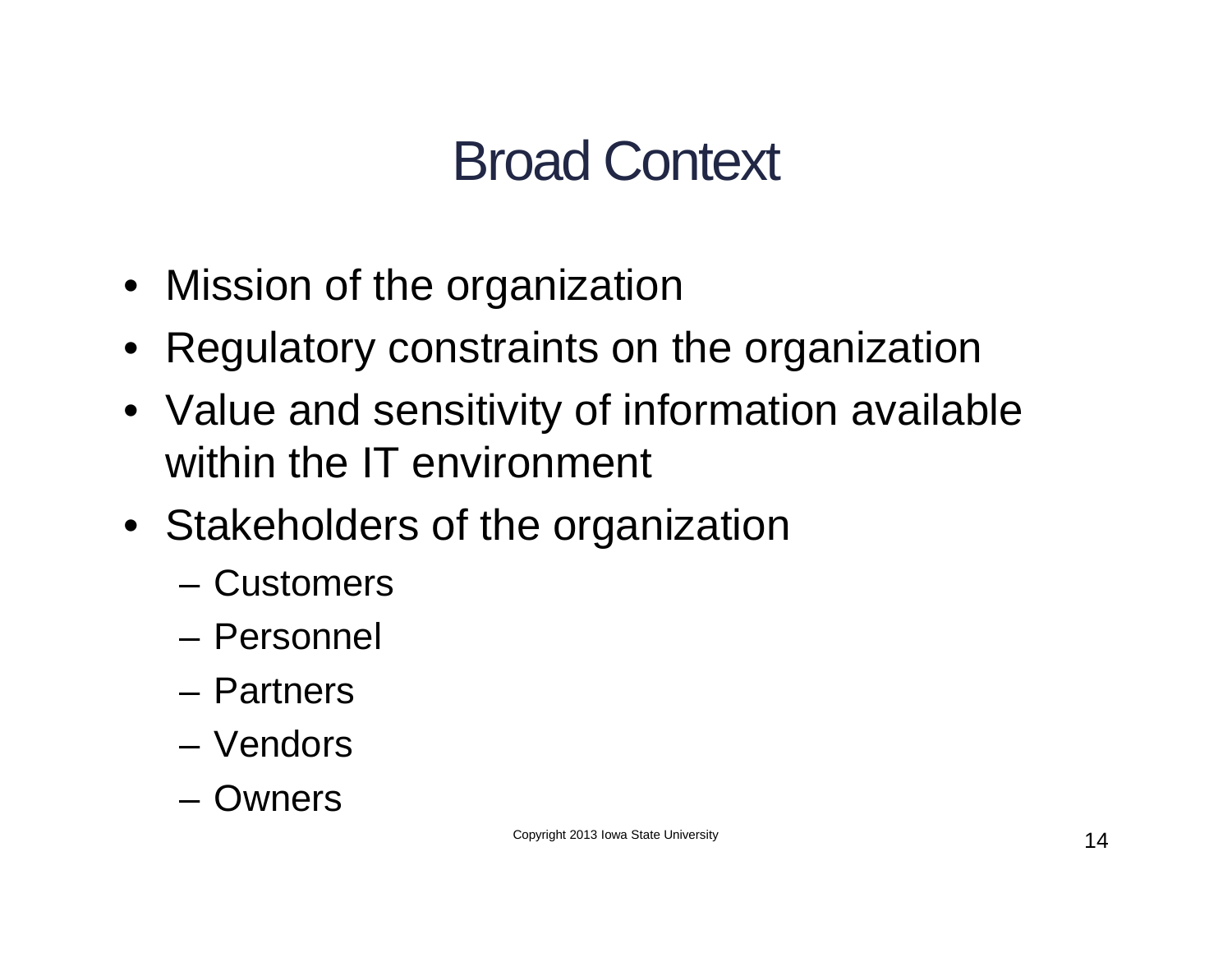# Broad Context

- Mission of the organization
- Regulatory constraints on the organization
- Value and sensitivity of information available within the IT environment
- Stakeholders of the organization
  - Customers
  - Personnel
  - Partners
  - Vendors
  - Owners

Copyright 2013 Iowa State University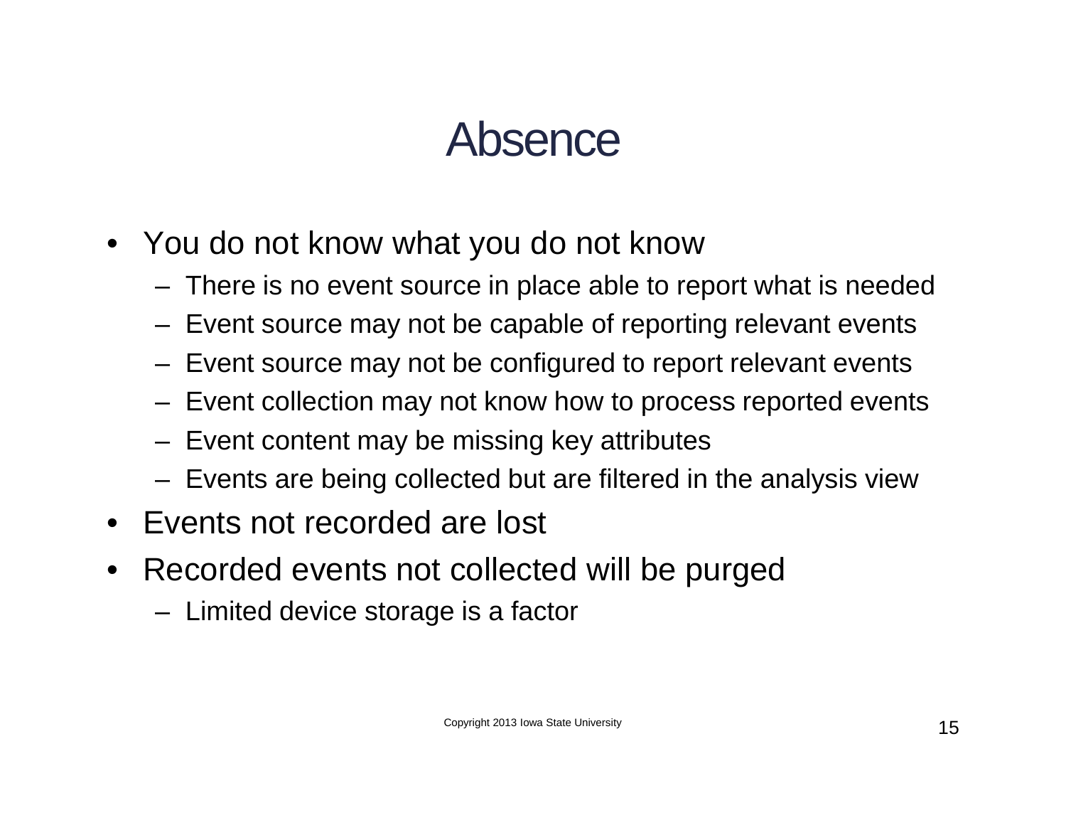# Absence

- You do not know what you do not know
  - There is no event source in place able to report what is needed
  - Event source may not be capable of reporting relevant events
  - Event source may not be configured to report relevant events
  - Event collection may not know how to process reported events
  - Event content may be missing key attributes
  - Events are being collected but are filtered in the analysis view
- Events not recorded are lost
- Recorded events not collected will be purged
  - Limited device storage is a factor

Copyright 2013 Iowa State University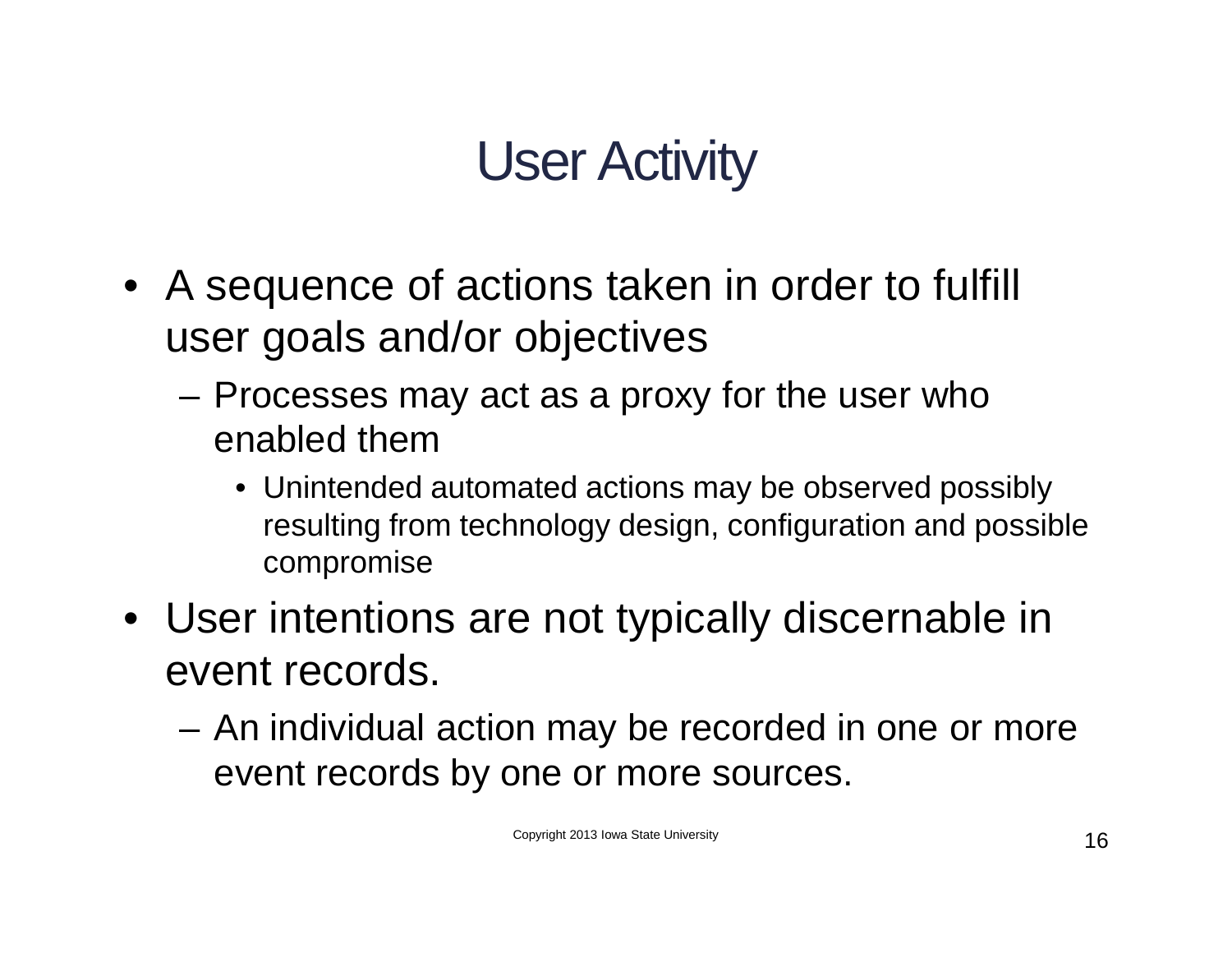# User Activity

- A sequence of actions taken in order to fulfill user goals and/or objectives
  - Processes may act as a proxy for the user who enabled them
    - Unintended automated actions may be observed possibly resulting from technology design, configuration and possible compromise
- User intentions are not typically discernable in event records.
  - An individual action may be recorded in one or more event records by one or more sources.

Copyright 2013 Iowa State University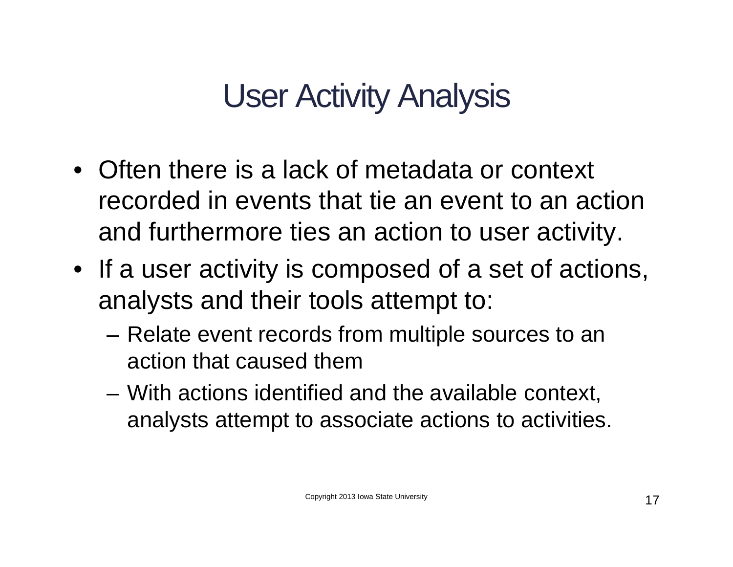# User Activity Analysis

- Often there is a lack of metadata or context recorded in events that tie an event to an action and furthermore ties an action to user activity.
- If a user activity is composed of a set of actions, analysts and their tools attempt to:
  - Relate event records from multiple sources to an action that caused them
  - With actions identified and the available context, analysts attempt to associate actions to activities.

Copyright 2013 Iowa State University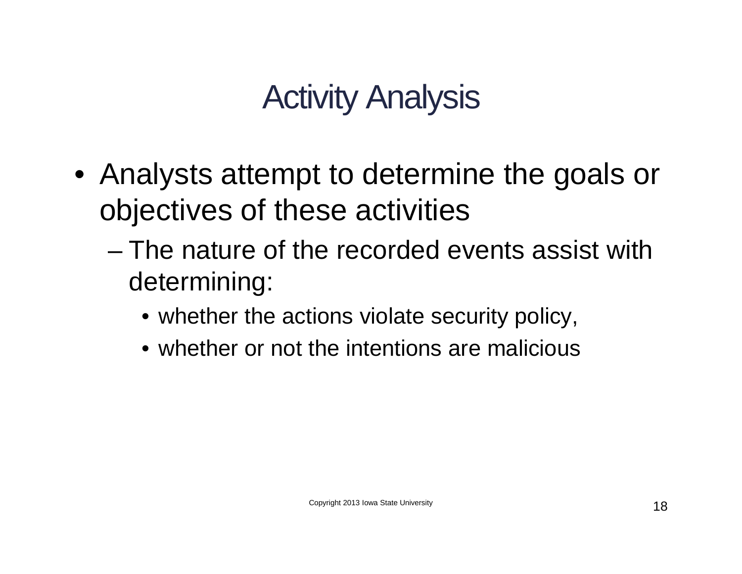# Activity Analysis

- Analysts attempt to determine the goals or objectives of these activities
  - The nature of the recorded events assist with determining:
    - whether the actions violate security policy,
    - whether or not the intentions are malicious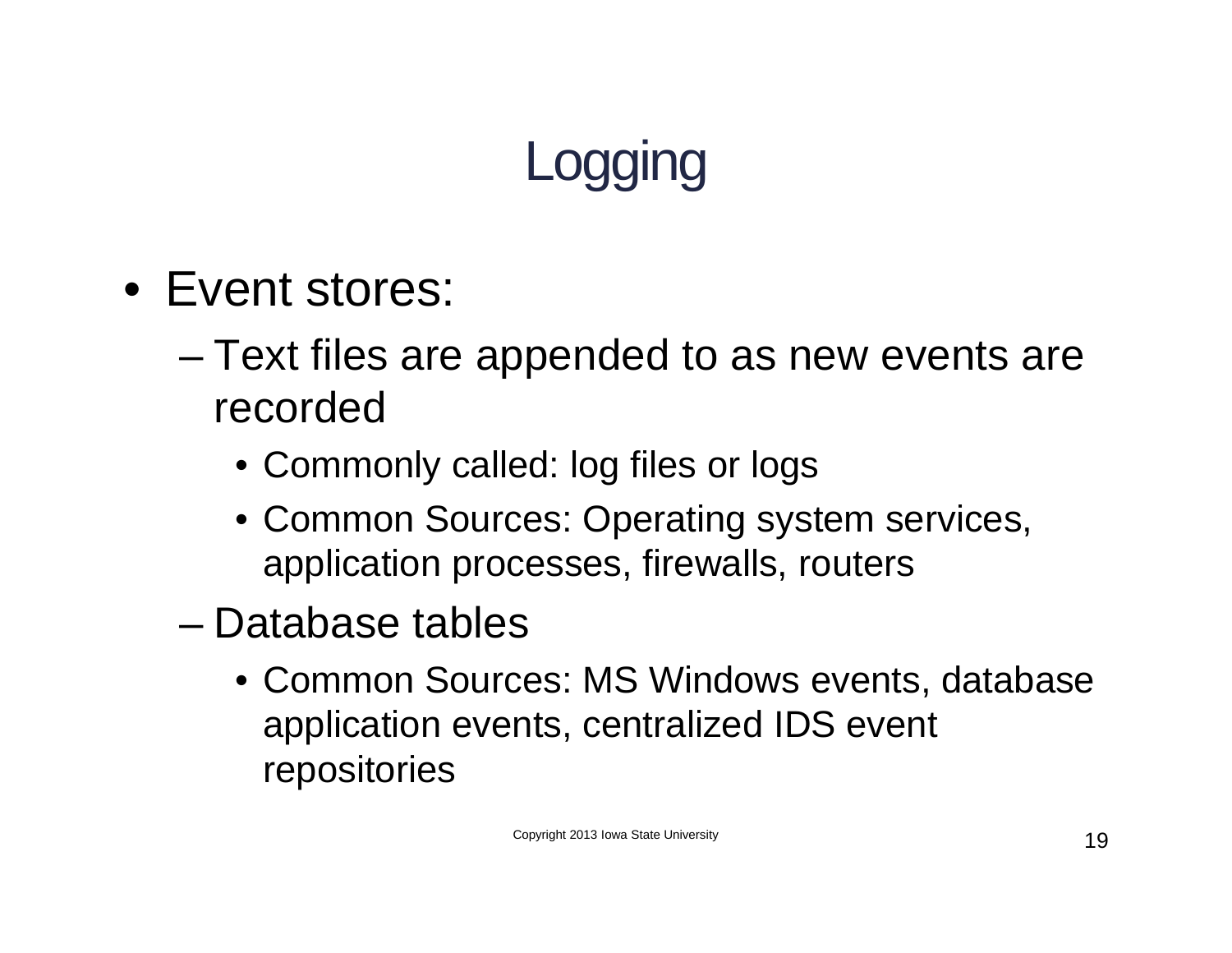# Logging

- Event stores:
  - Text files are appended to as new events are recorded
    - Commonly called: log files or logs
    - Common Sources: Operating system services, application processes, firewalls, routers
  - Database tables
    - Common Sources: MS Windows events, database application events, centralized IDS event repositories

Copyright 2013 Iowa State University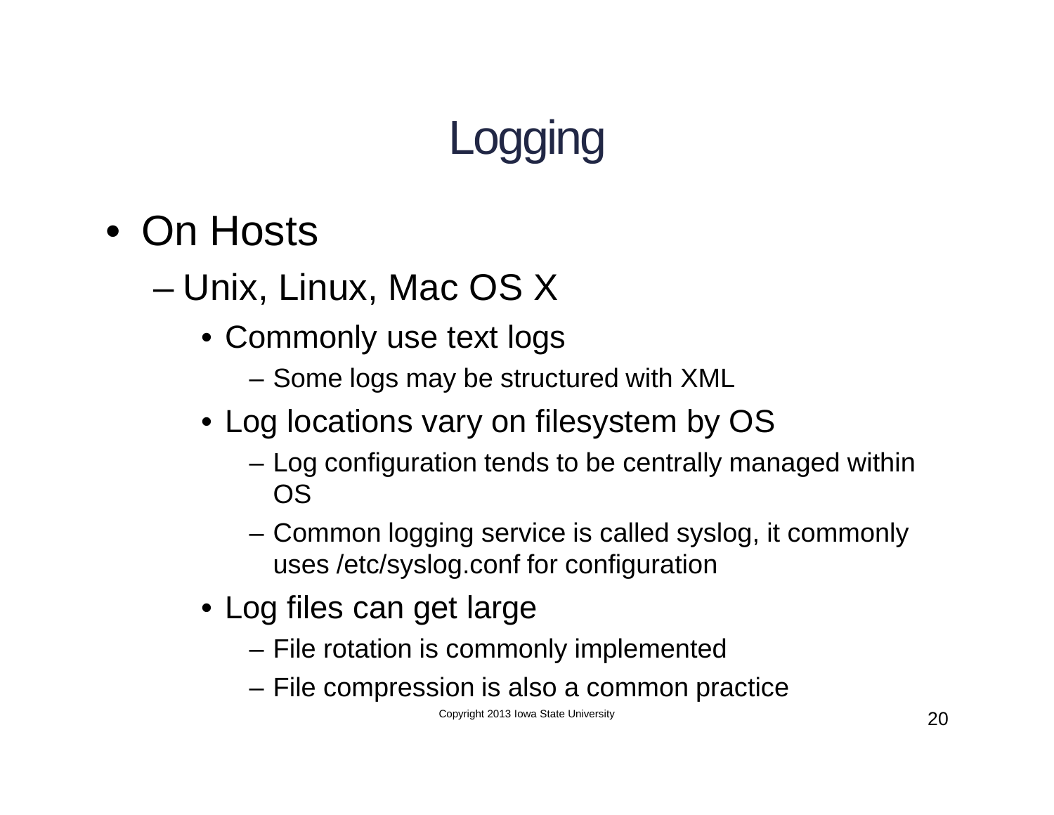# Logging

- On Hosts
  - Unix, Linux, Mac OS X
    - Commonly use text logs
      - Some logs may be structured with XML
    - Log locations vary on filesystem by OS
      - Log configuration tends to be centrally managed within OS
      - Common logging service is called syslog, it commonly uses /etc/syslog.conf for configuration
    - Log files can get large
      - File rotation is commonly implemented
      - File compression is also a common practice

Copyright 2013 Iowa State University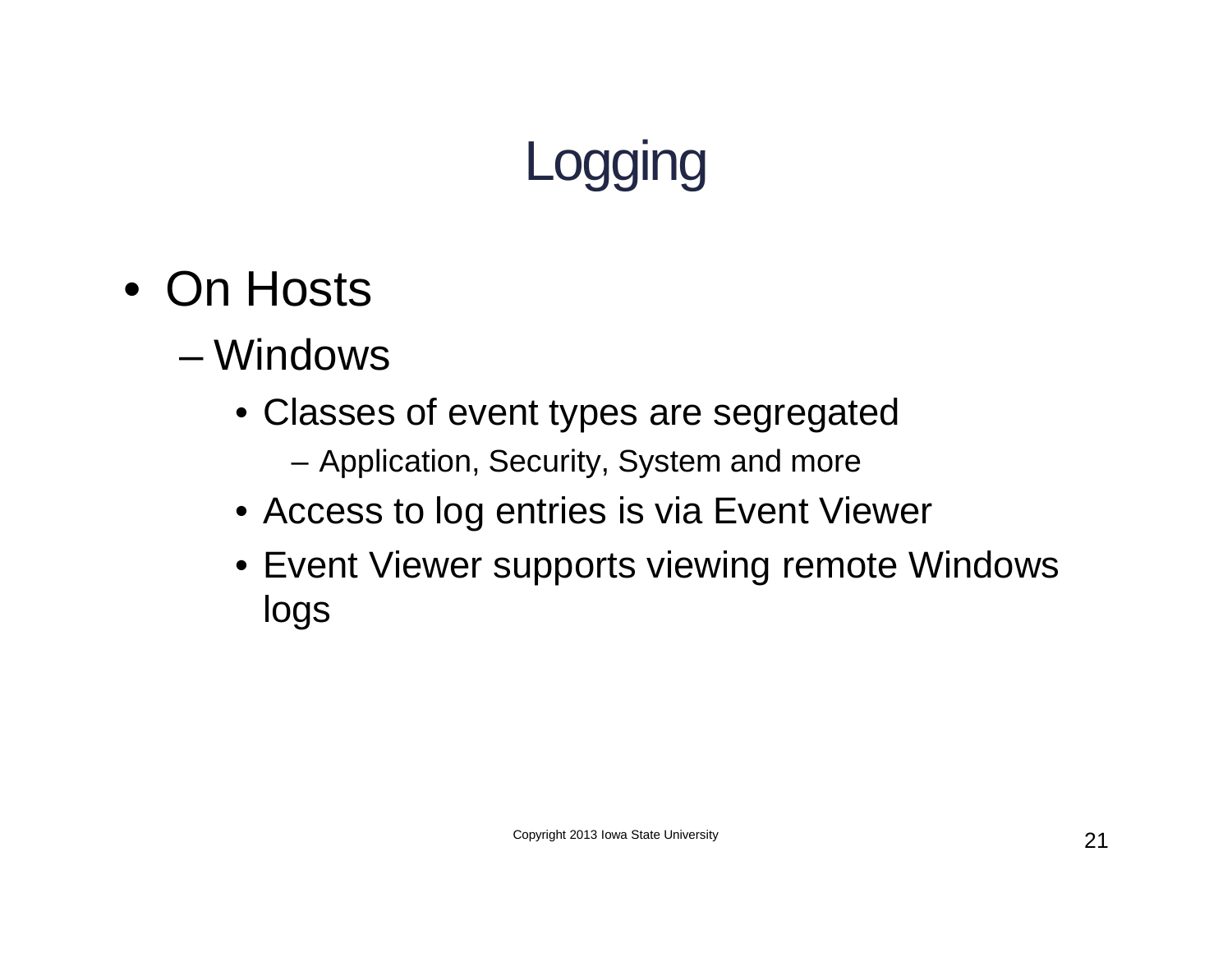# Logging

- On Hosts
  - Windows
    - Classes of event types are segregated
      - Application, Security, System and more
    - Access to log entries is via Event Viewer
    - Event Viewer supports viewing remote Windows logs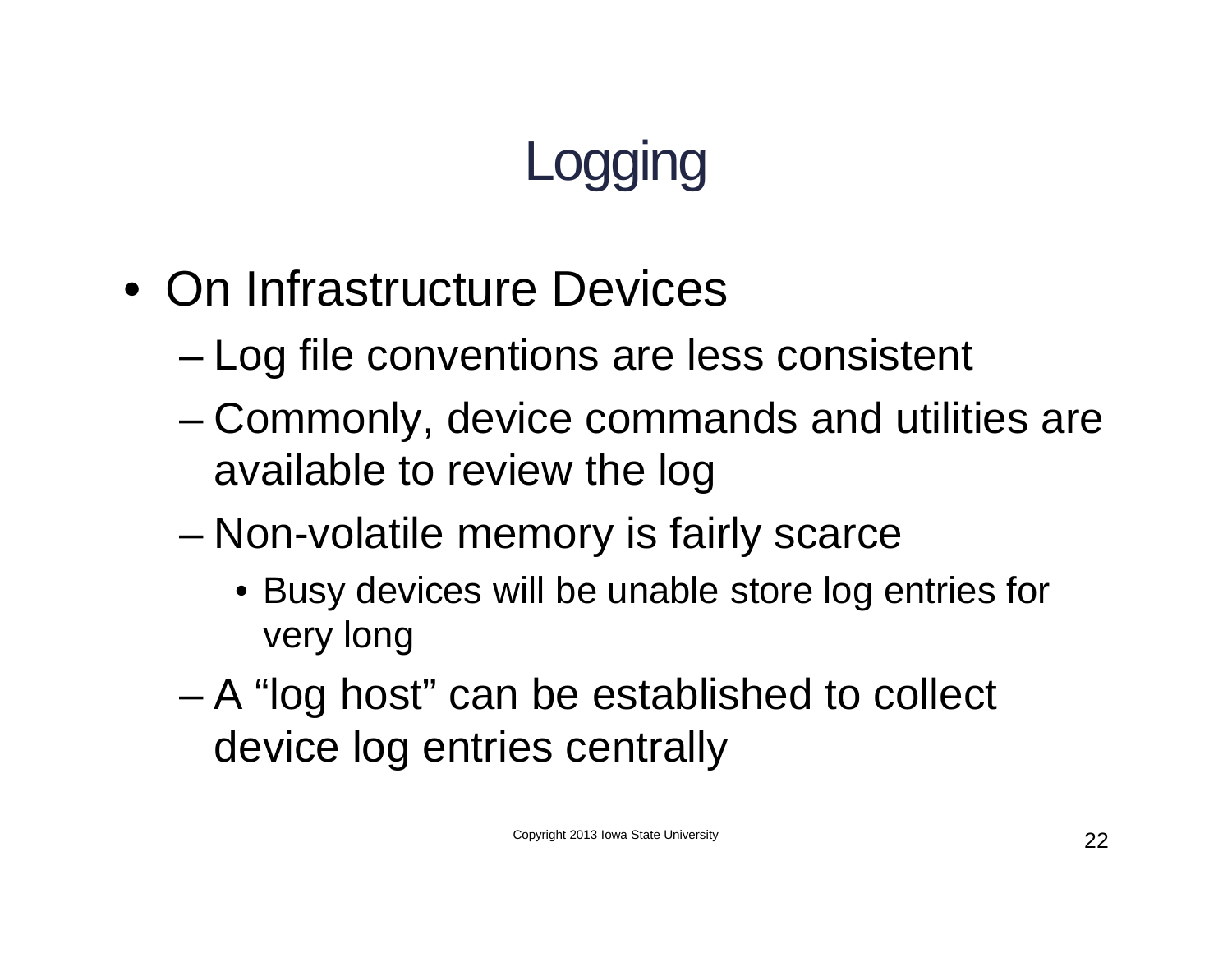# Logging

- On Infrastructure Devices
  - Log file conventions are less consistent
  - Commonly, device commands and utilities are available to review the log
  - Non-volatile memory is fairly scarce
    - Busy devices will be unable store log entries for very long
  - A “log host” can be established to collect device log entries centrally

Copyright 2013 Iowa State University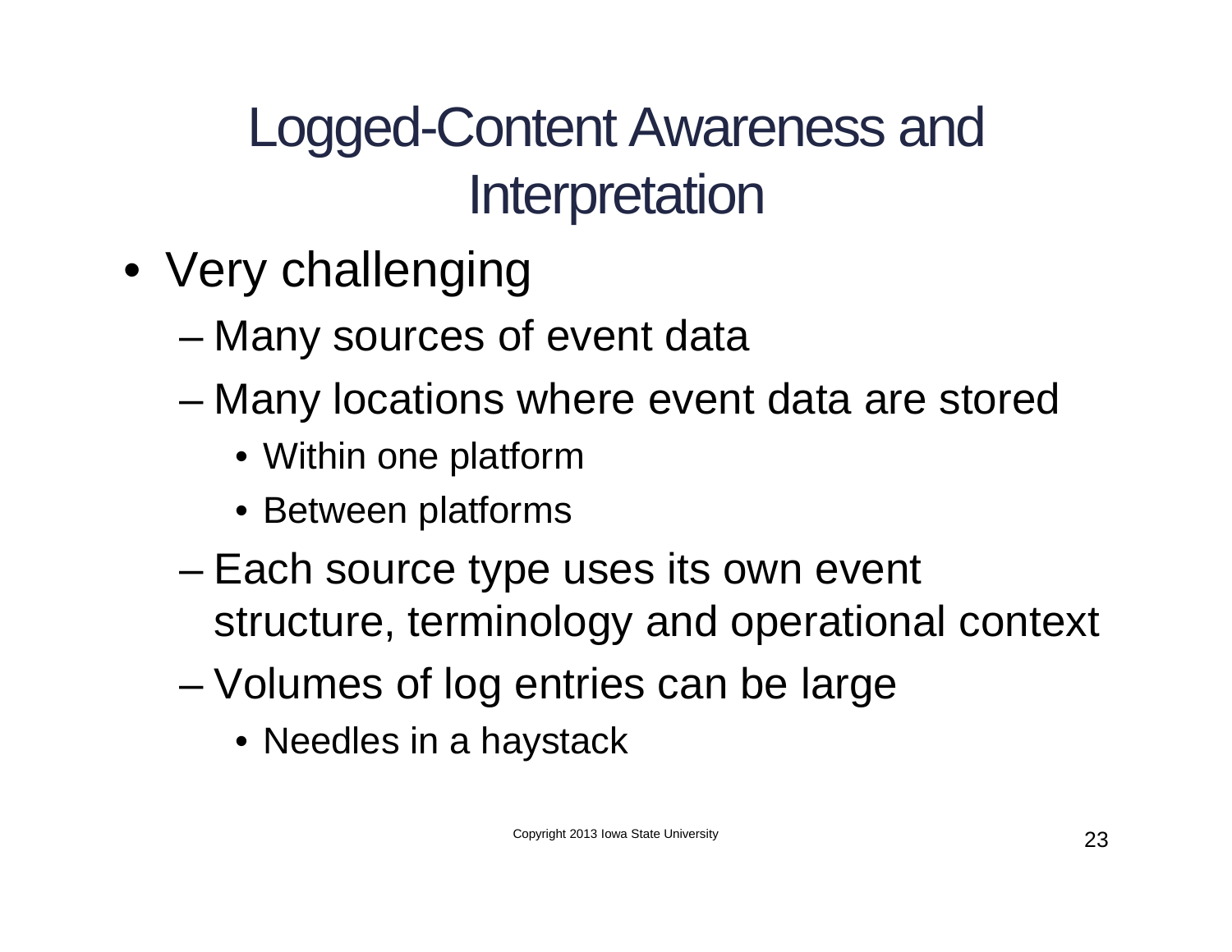# Logged-Content Awareness and Interpretation

- Very challenging
  - Many sources of event data
  - Many locations where event data are stored
    - Within one platform
    - Between platforms
  - Each source type uses its own event structure, terminology and operational context
  - Volumes of log entries can be large
    - Needles in a haystack

Copyright 2013 Iowa State University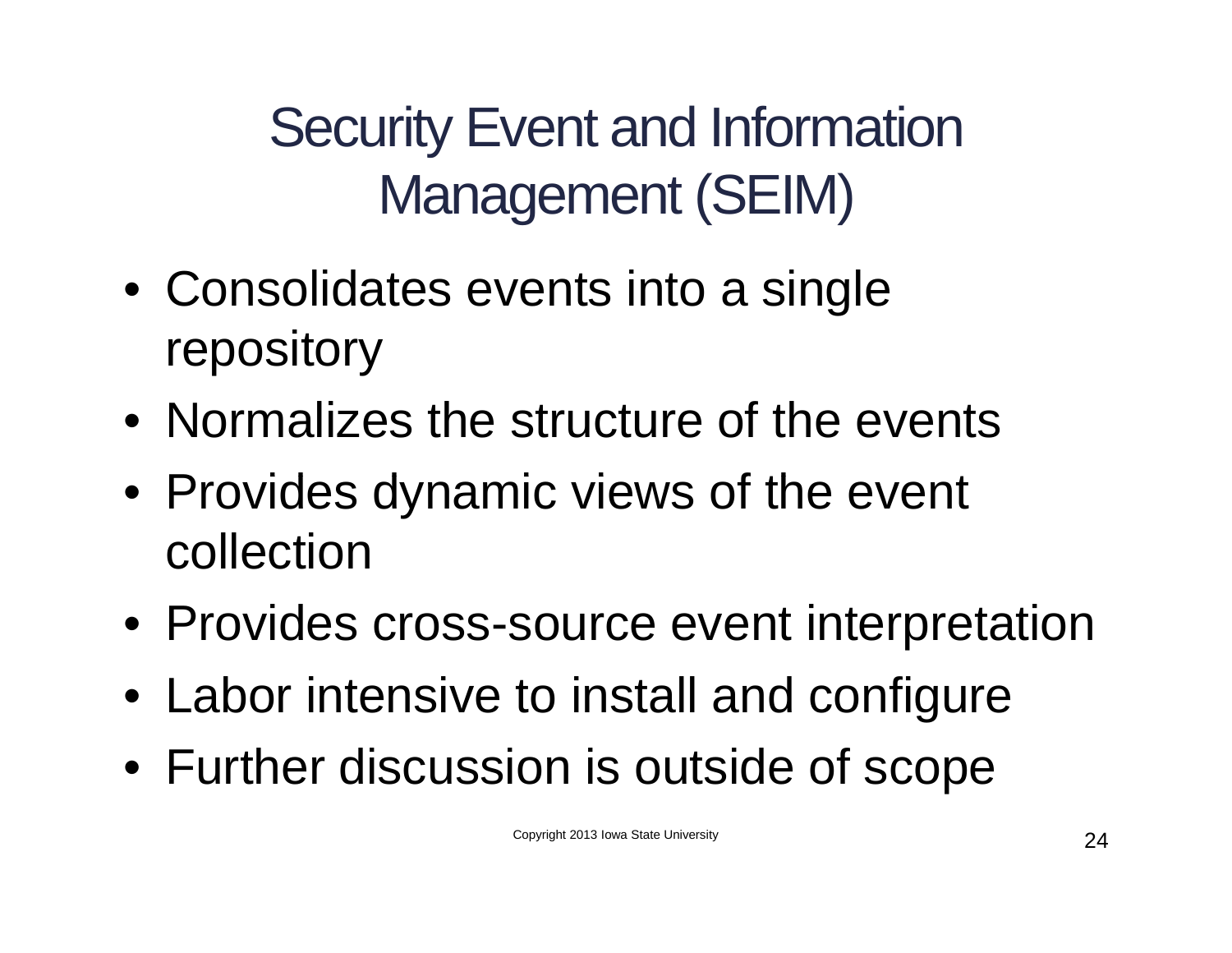# Security Event and Information Management (SEIM)

- Consolidates events into a single repository
- Normalizes the structure of the events
- Provides dynamic views of the event collection
- Provides cross-source event interpretation
- Labor intensive to install and configure
- Further discussion is outside of scope

Copyright 2013 Iowa State University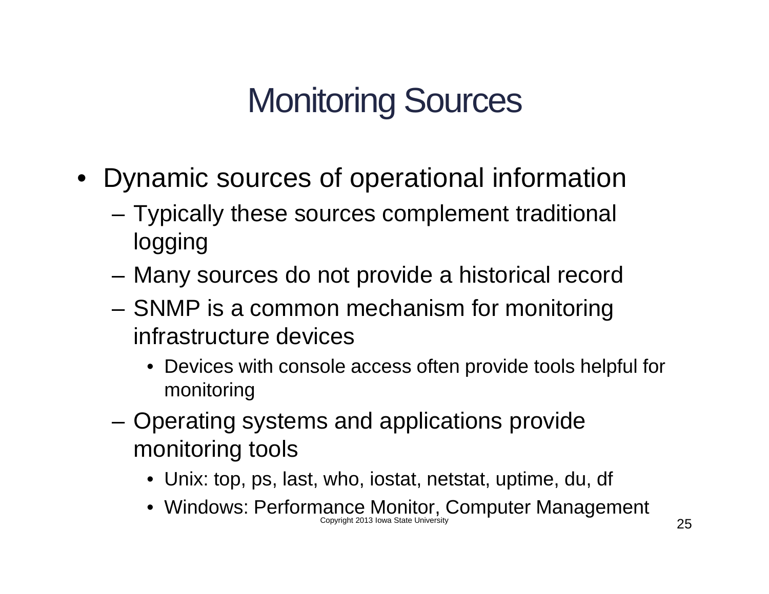# Monitoring Sources

- Dynamic sources of operational information
  - Typically these sources complement traditional logging
  - Many sources do not provide a historical record
  - SNMP is a common mechanism for monitoring infrastructure devices
    - Devices with console access often provide tools helpful for monitoring
  - Operating systems and applications provide monitoring tools
    - Unix: top, ps, last, who, iostat, netstat, uptime, du, df
    - Windows: Performance Monitor, Computer Management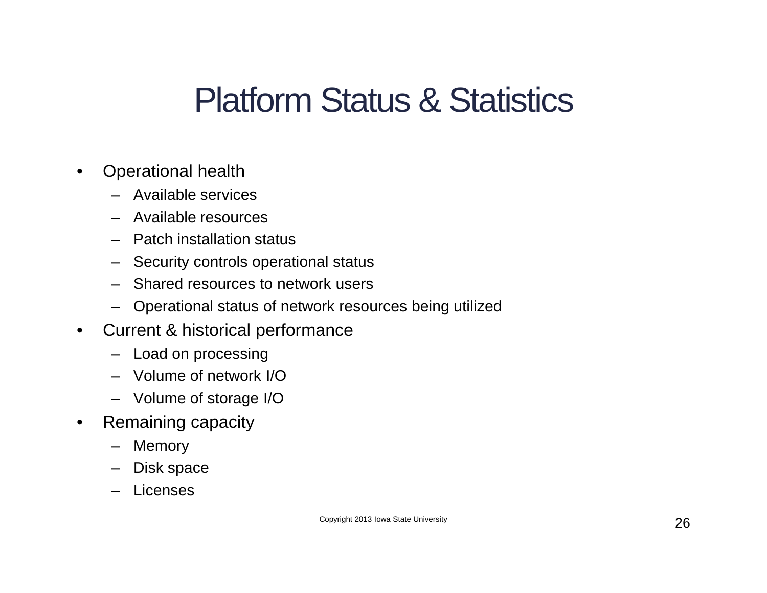# Platform Status & Statistics

- Operational health
  - Available services
  - Available resources
  - Patch installation status
  - Security controls operational status
  - Shared resources to network users
  - Operational status of network resources being utilized
- Current & historical performance
  - Load on processing
  - Volume of network I/O
  - Volume of storage I/O
- Remaining capacity
  - Memory
  - Disk space
  - Licenses

Copyright 2013 Iowa State University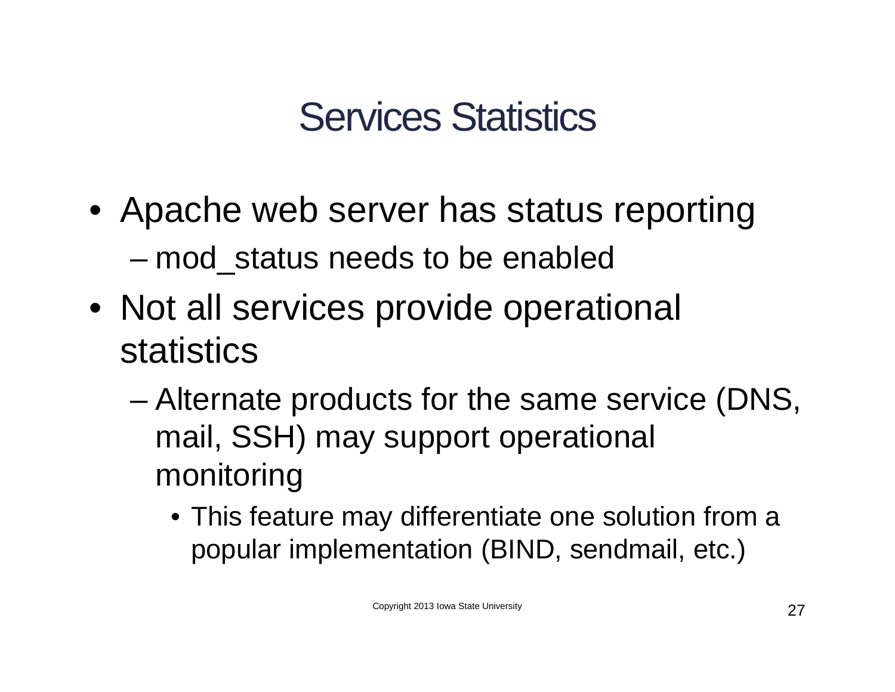# Services Statistics

- Apache web server has status reporting
  - mod_status needs to be enabled
- Not all services provide operational statistics
  - Alternate products for the same service (DNS, mail, SSH) may support operational monitoring
    - This feature may differentiate one solution from a popular implementation (BIND, sendmail, etc.)

Copyright 2013 Iowa State University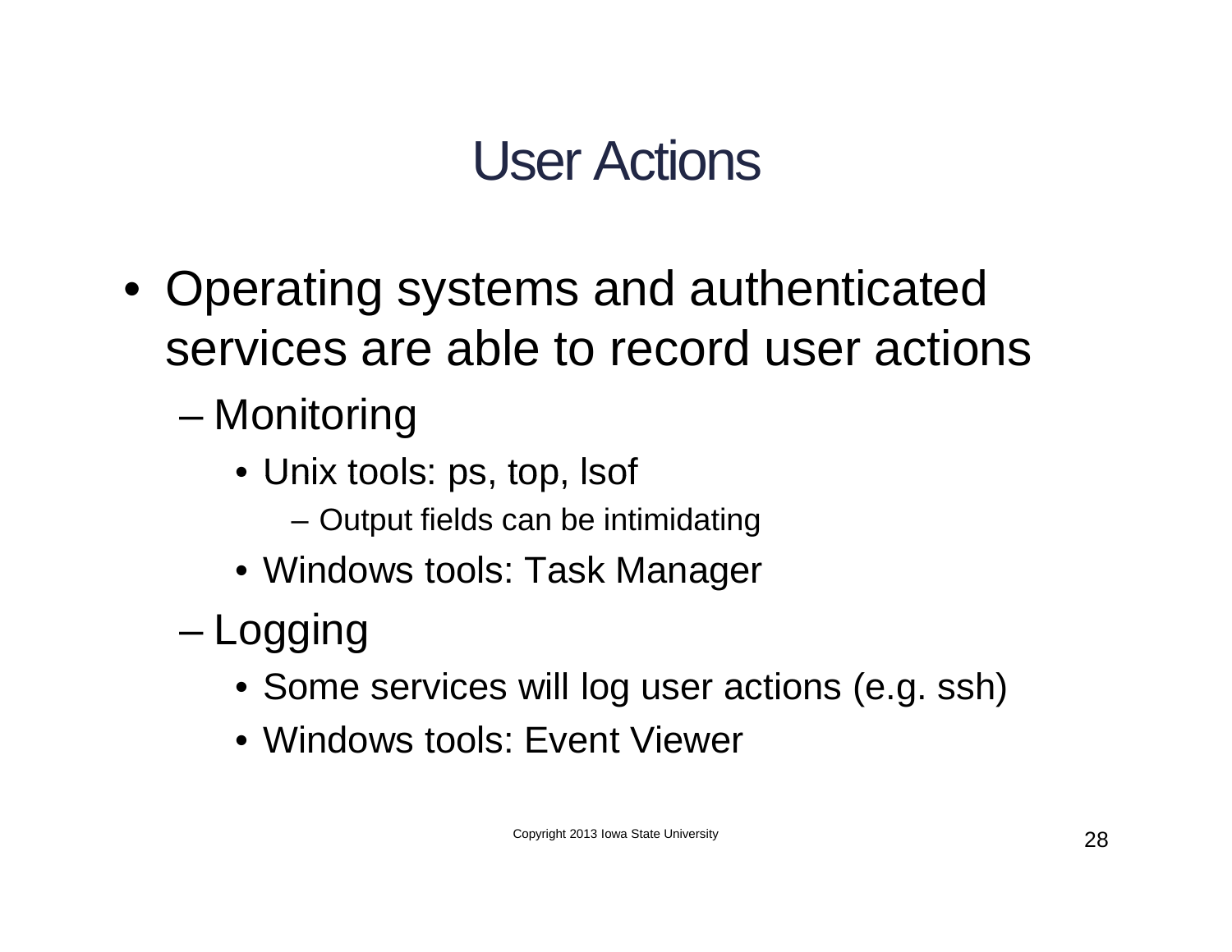# User Actions

- Operating systems and authenticated services are able to record user actions
  - Monitoring
    - Unix tools: ps, top, lsof
      - Output fields can be intimidating
    - Windows tools: Task Manager
  - Logging
    - Some services will log user actions (e.g. ssh)
    - Windows tools: Event Viewer

Copyright 2013 Iowa State University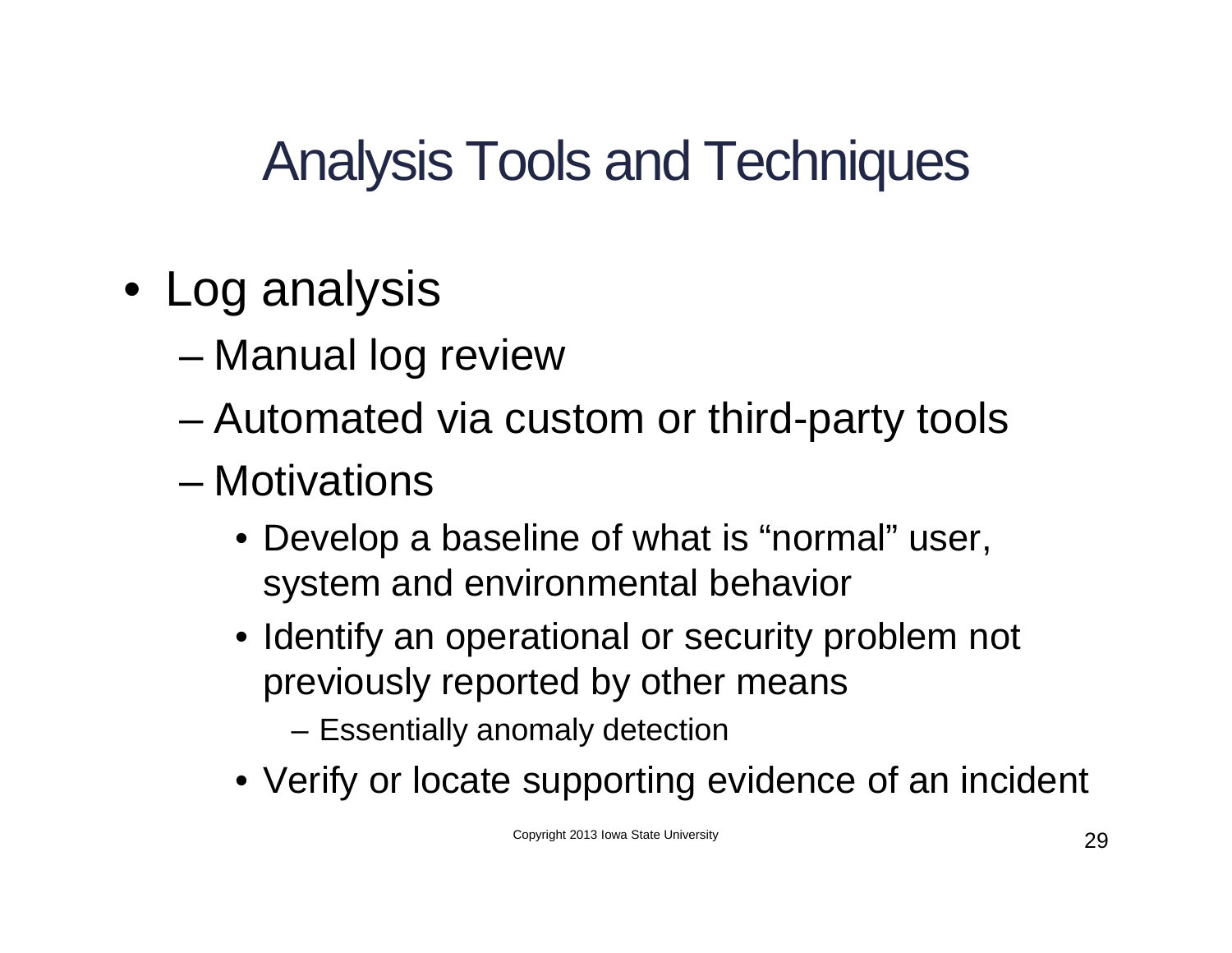# Analysis Tools and Techniques

- Log analysis
  - Manual log review
  - Automated via custom or third-party tools
  - Motivations
    - Develop a baseline of what is "normal" user, system and environmental behavior
    - Identify an operational or security problem not previously reported by other means
      - Essentially anomaly detection
    - Verify or locate supporting evidence of an incident

Copyright 2013 Iowa State University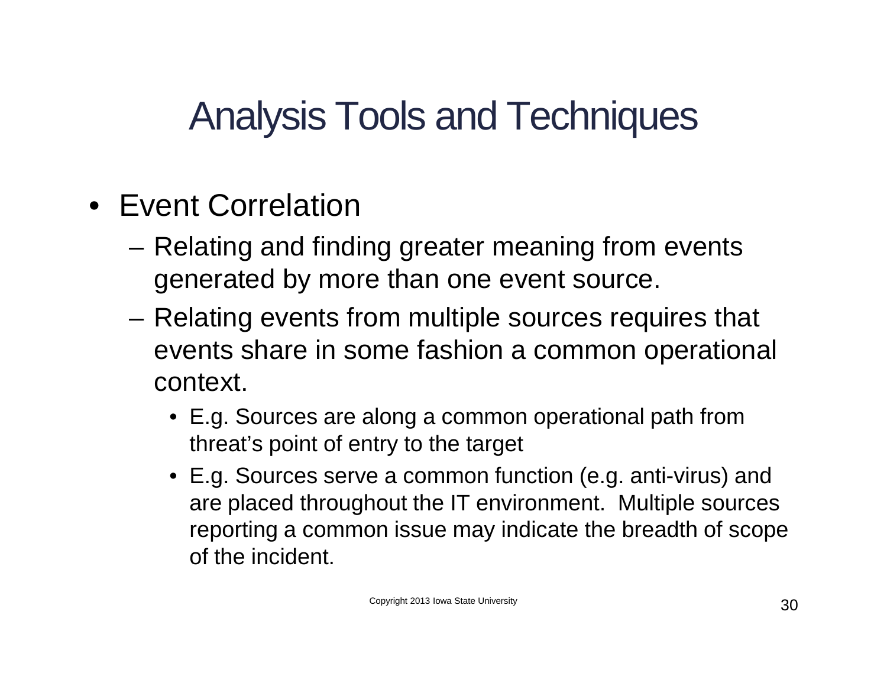# Analysis Tools and Techniques

- Event Correlation
  - Relating and finding greater meaning from events generated by more than one event source.
  - Relating events from multiple sources requires that events share in some fashion a common operational context.
    - E.g. Sources are along a common operational path from threat's point of entry to the target
    - E.g. Sources serve a common function (e.g. anti-virus) and are placed throughout the IT environment. Multiple sources reporting a common issue may indicate the breadth of scope of the incident.

Copyright 2013 Iowa State University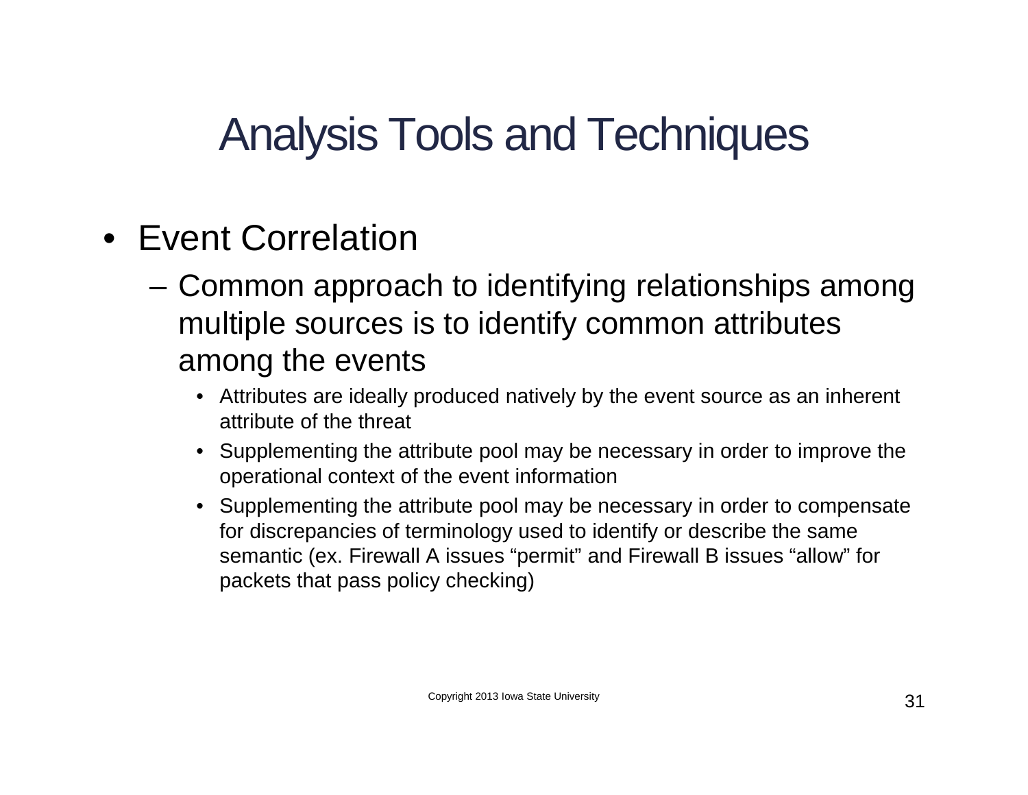# Analysis Tools and Techniques

- Event Correlation
  - Common approach to identifying relationships among multiple sources is to identify common attributes among the events
    - Attributes are ideally produced natively by the event source as an inherent attribute of the threat
    - Supplementing the attribute pool may be necessary in order to improve the operational context of the event information
    - Supplementing the attribute pool may be necessary in order to compensate for discrepancies of terminology used to identify or describe the same semantic (ex. Firewall A issues “permit” and Firewall B issues “allow” for packets that pass policy checking)

Copyright 2013 Iowa State University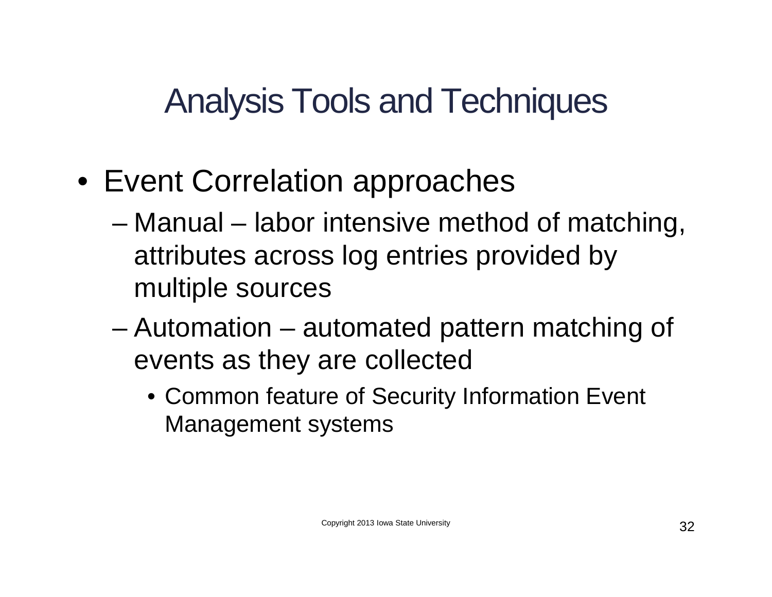# Analysis Tools and Techniques

- Event Correlation approaches
  - Manual – labor intensive method of matching, attributes across log entries provided by multiple sources
  - Automation – automated pattern matching of events as they are collected
    - Common feature of Security Information Event Management systems

Copyright 2013 Iowa State University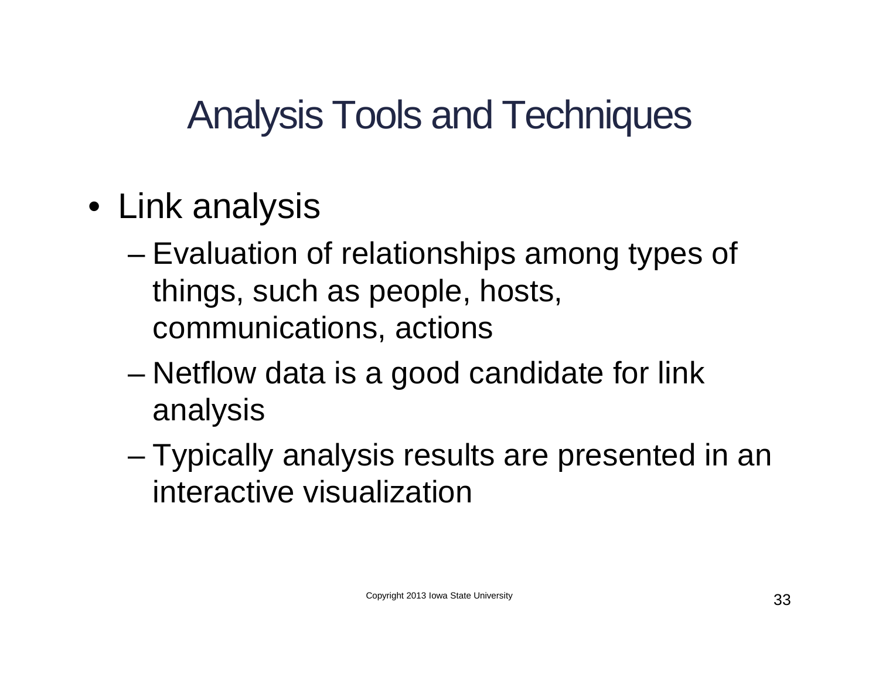# Analysis Tools and Techniques

- Link analysis
  - Evaluation of relationships among types of things, such as people, hosts, communications, actions
  - Netflow data is a good candidate for link analysis
  - Typically analysis results are presented in an interactive visualization

Copyright 2013 Iowa State University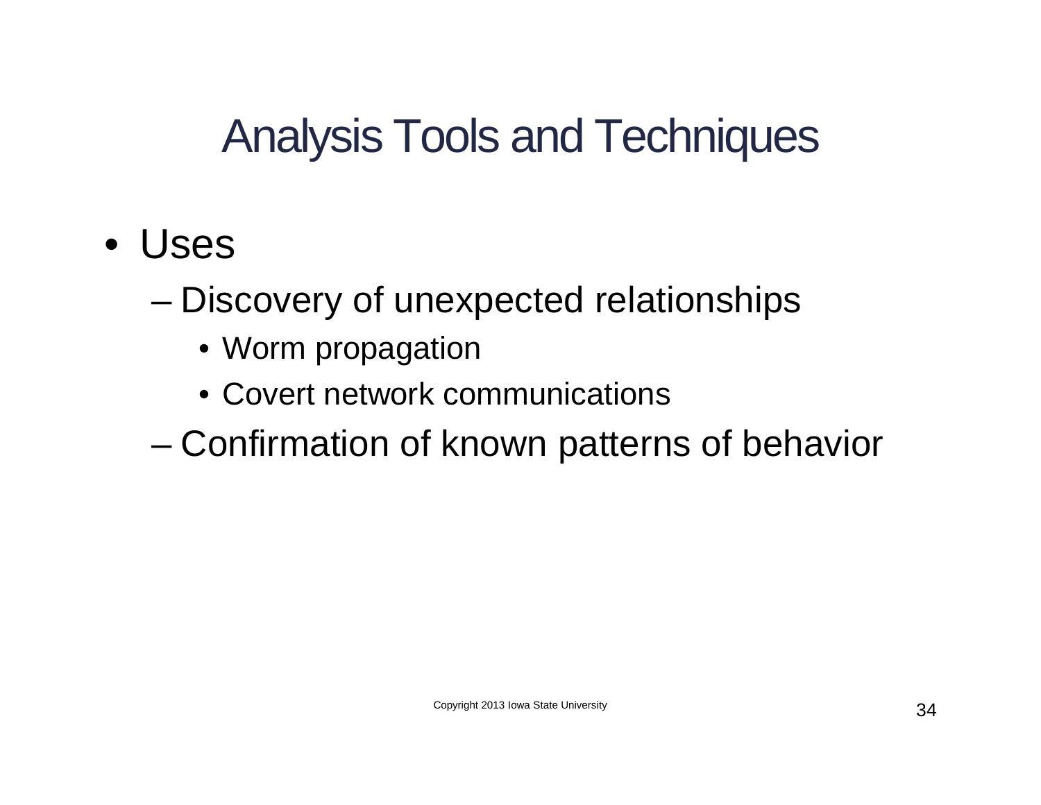# Analysis Tools and Techniques

- Uses
  - Discovery of unexpected relationships
    - Worm propagation
    - Covert network communications
  - Confirmation of known patterns of behavior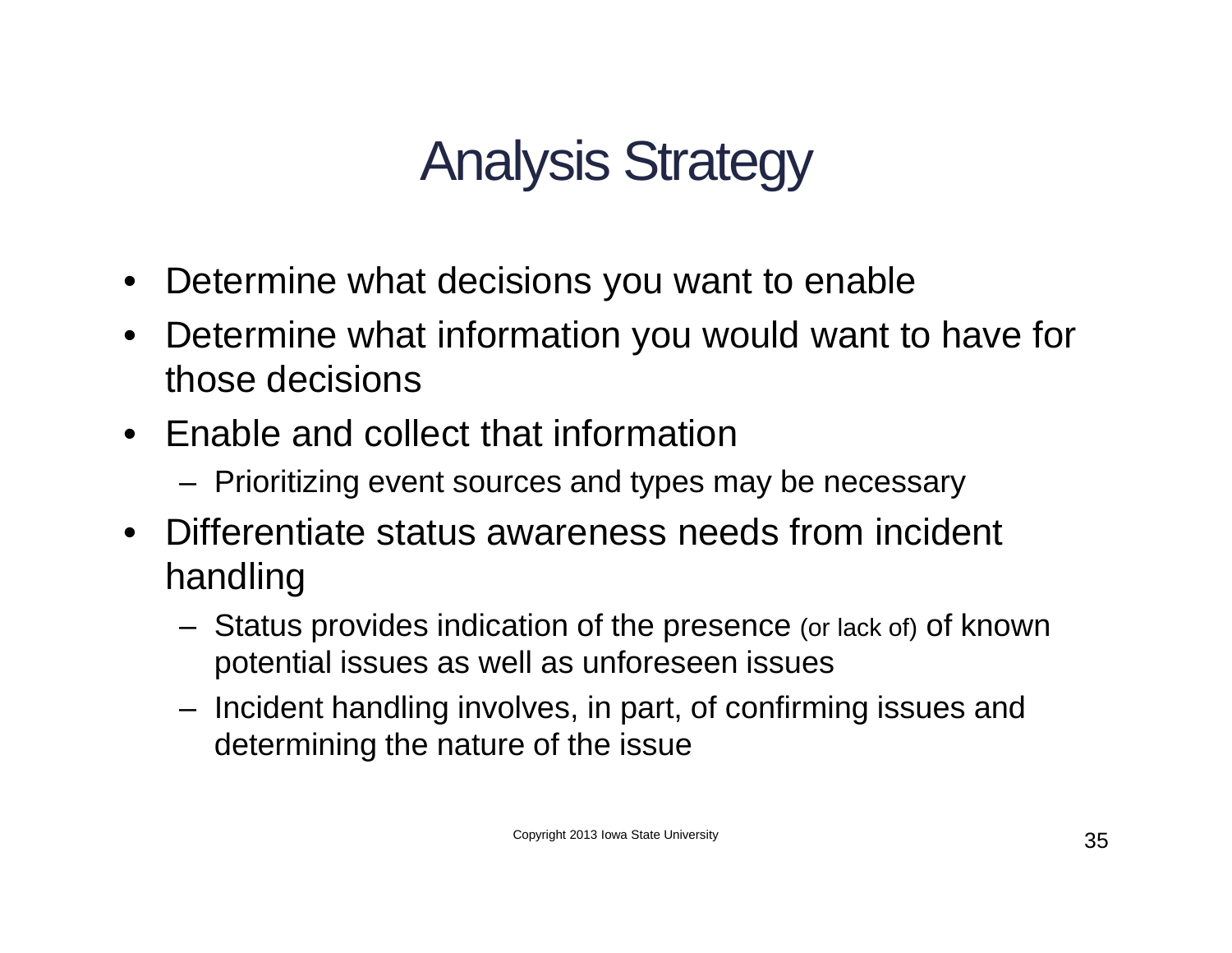# Analysis Strategy

- Determine what decisions you want to enable
- Determine what information you would want to have for those decisions
- Enable and collect that information
  - Prioritizing event sources and types may be necessary
- Differentiate status awareness needs from incident handling
  - Status provides indication of the presence (or lack of) of known potential issues as well as unforeseen issues
  - Incident handling involves, in part, of confirming issues and determining the nature of the issue

Copyright 2013 Iowa State University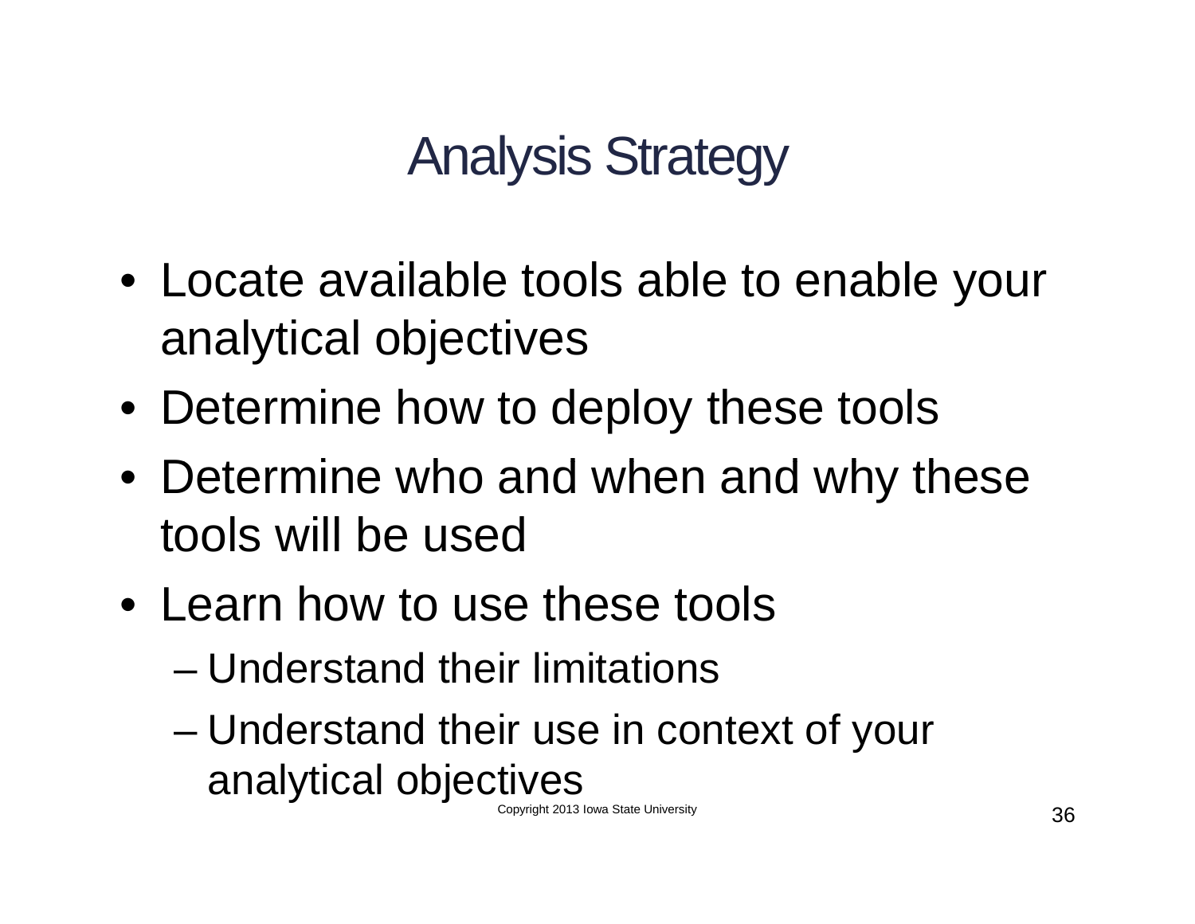# Analysis Strategy

- Locate available tools able to enable your analytical objectives
- Determine how to deploy these tools
- Determine who and when and why these tools will be used
- Learn how to use these tools
  - Understand their limitations
  - Understand their use in context of your analytical objectives

Copyright 2013 Iowa State University